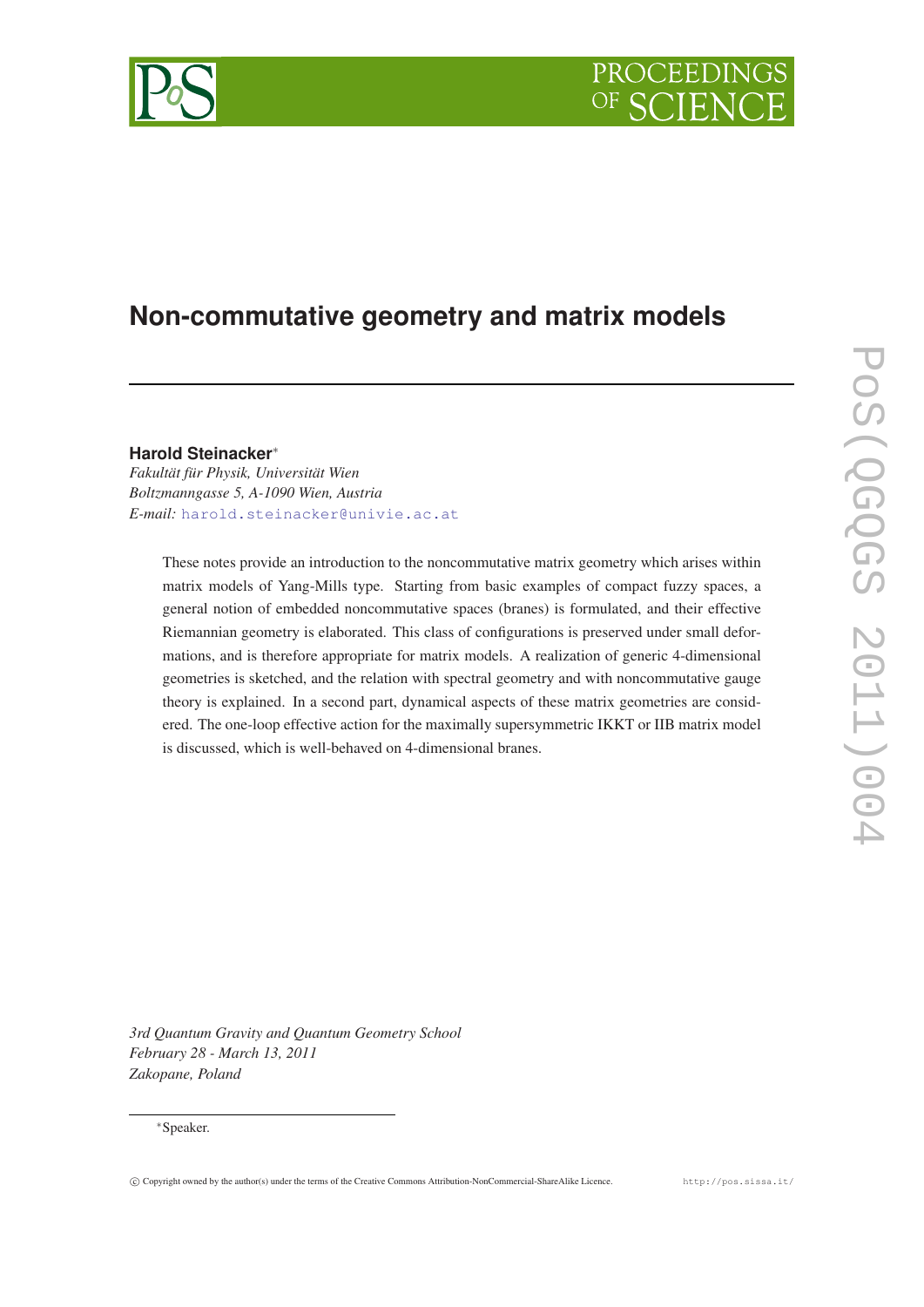# Non-commutative geometry and matrix models

**Harold Steinacker**[*]

*Fakultät für Physik, Universität Wien*
*Boltzmanngasse 5, A-1090 Wien, Austria*
*E-mail:* harold.steinacker@univie.ac.at

These notes provide an introduction to the noncommutative matrix geometry which arises within matrix models of Yang-Mills type. Starting from basic examples of compact fuzzy spaces, a general notion of embedded noncommutative spaces (branes) is formulated, and their effective Riemannian geometry is elaborated. This class of configurations is preserved under small deformations, and is therefore appropriate for matrix models. A realization of generic 4-dimensional geometries is sketched, and the relation with spectral geometry and with noncommutative gauge theory is explained. In a second part, dynamical aspects of these matrix geometries are considered. The one-loop effective action for the maximally supersymmetric IKKT or IIB matrix model is discussed, which is well-behaved on 4-dimensional branes.

*3rd Quantum Gravity and Quantum Geometry School*
*February 28 - March 13, 2011*
*Zakopane, Poland*

[*]Speaker.

© Copyright owned by the author(s) under the terms of the Creative Commons Attribution-NonCommercial-ShareAlike Licence.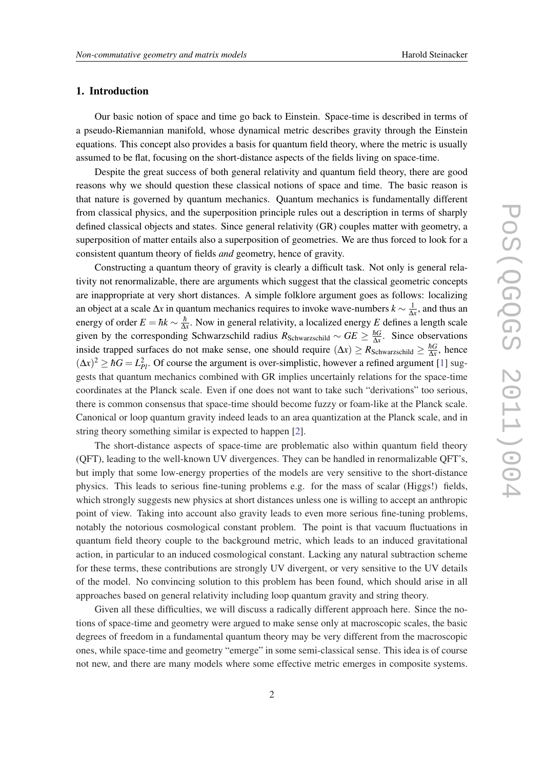## 1. Introduction

Our basic notion of space and time go back to Einstein. Space-time is described in terms of a pseudo-Riemannian manifold, whose dynamical metric describes gravity through the Einstein equations. This concept also provides a basis for quantum field theory, where the metric is usually assumed to be flat, focusing on the short-distance aspects of the fields living on space-time.

Despite the great success of both general relativity and quantum field theory, there are good reasons why we should question these classical notions of space and time. The basic reason is that nature is governed by quantum mechanics. Quantum mechanics is fundamentally different from classical physics, and the superposition principle rules out a description in terms of sharply defined classical objects and states. Since general relativity (GR) couples matter with geometry, a superposition of matter entails also a superposition of geometries. We are thus forced to look for a consistent quantum theory of fields *and* geometry, hence of gravity.

Constructing a quantum theory of gravity is clearly a difficult task. Not only is general relativity not renormalizable, there are arguments which suggest that the classical geometric concepts are inappropriate at very short distances. A simple folklore argument goes as follows: localizing an object at a scale $\Delta x$ in quantum mechanics requires to invoke wave-numbers $k \sim \frac{1}{\Delta x}$, and thus an energy of order $E = \hbar k \sim \frac{\hbar}{\Delta x}$. Now in general relativity, a localized energy $E$ defines a length scale given by the corresponding Schwarzschild radius $R_{\text{Schwarzschild}} \sim GE \geq \frac{\hbar G}{\Delta x}$. Since observations inside trapped surfaces do not make sense, one should require $(\Delta x) \geq R_{\text{Schwarzschild}} \geq \frac{\hbar G}{\Delta x}$, hence $(\Delta x)^2 \geq \hbar G = L_{Pl}^2$. Of course the argument is over-simplistic, however a refined argument [1] suggests that quantum mechanics combined with GR implies uncertainly relations for the space-time coordinates at the Planck scale. Even if one does not want to take such "derivations" too serious, there is common consensus that space-time should become fuzzy or foam-like at the Planck scale. Canonical or loop quantum gravity indeed leads to an area quantization at the Planck scale, and in string theory something similar is expected to happen [2].

The short-distance aspects of space-time are problematic also within quantum field theory (QFT), leading to the well-known UV divergences. They can be handled in renormalizable QFT's, but imply that some low-energy properties of the models are very sensitive to the short-distance physics. This leads to serious fine-tuning problems e.g. for the mass of scalar (Higgs!) fields, which strongly suggests new physics at short distances unless one is willing to accept an anthropic point of view. Taking into account also gravity leads to even more serious fine-tuning problems, notably the notorious cosmological constant problem. The point is that vacuum fluctuations in quantum field theory couple to the background metric, which leads to an induced gravitational action, in particular to an induced cosmological constant. Lacking any natural subtraction scheme for these terms, these contributions are strongly UV divergent, or very sensitive to the UV details of the model. No convincing solution to this problem has been found, which should arise in all approaches based on general relativity including loop quantum gravity and string theory.

Given all these difficulties, we will discuss a radically different approach here. Since the notions of space-time and geometry were argued to make sense only at macroscopic scales, the basic degrees of freedom in a fundamental quantum theory may be very different from the macroscopic ones, while space-time and geometry "emerge" in some semi-classical sense. This idea is of course not new, and there are many models where some effective metric emerges in composite systems.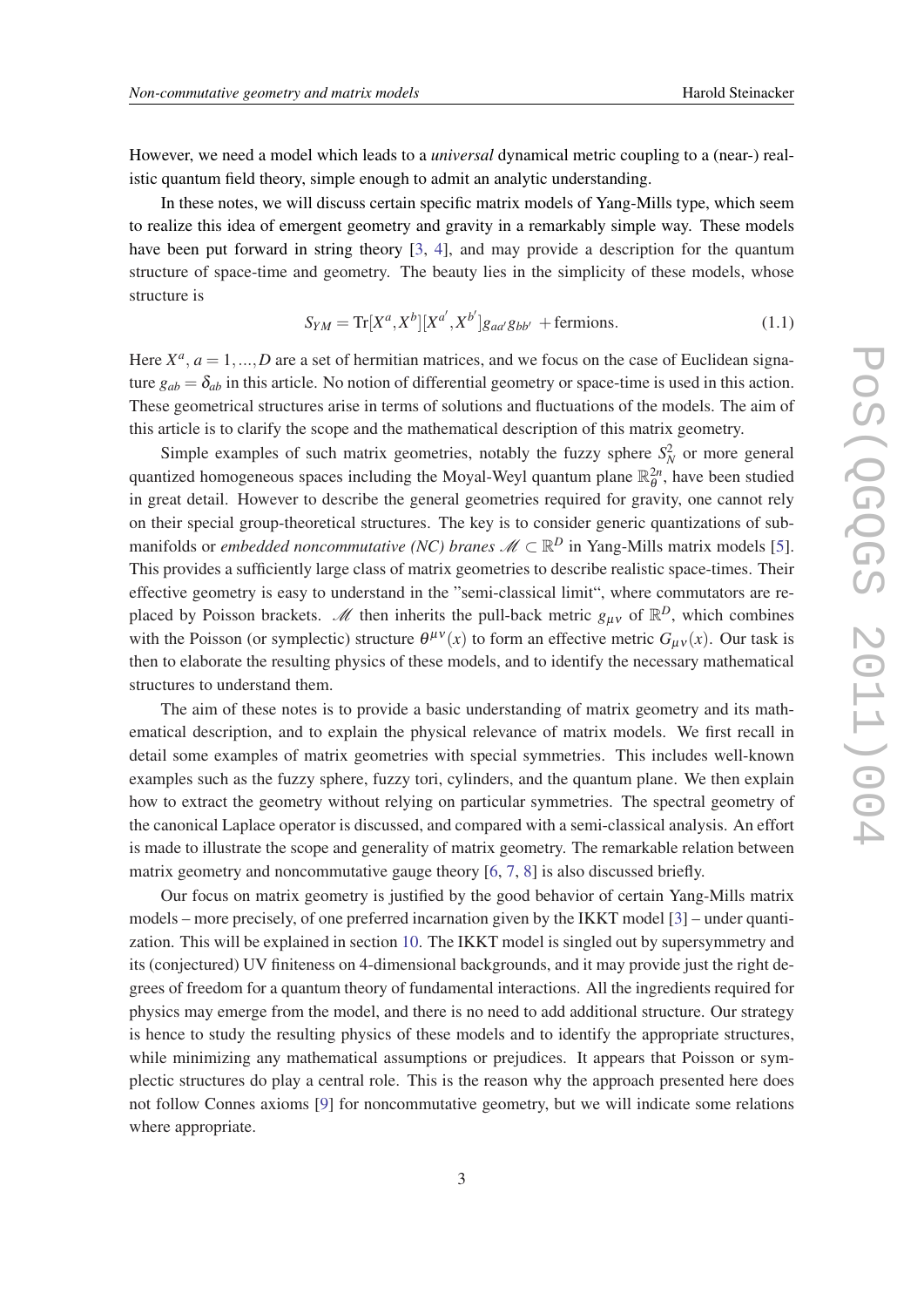However, we need a model which leads to a *universal* dynamical metric coupling to a (near-) realistic quantum field theory, simple enough to admit an analytic understanding.

In these notes, we will discuss certain specific matrix models of Yang-Mills type, which seem to realize this idea of emergent geometry and gravity in a remarkably simple way. These models have been put forward in string theory [3, 4], and may provide a description for the quantum structure of space-time and geometry. The beauty lies in the simplicity of these models, whose structure is

$$S_{YM} = \mathrm{Tr}[X^a, X^b][X^{a'}, X^{b'}] g_{aa'} g_{bb'} \ + \text{fermions}. \tag{1.1}$$

Here $X^a$, $a = 1, ..., D$ are a set of hermitian matrices, and we focus on the case of Euclidean signature $g_{ab} = \delta_{ab}$ in this article. No notion of differential geometry or space-time is used in this action. These geometrical structures arise in terms of solutions and fluctuations of the models. The aim of this article is to clarify the scope and the mathematical description of this matrix geometry.

Simple examples of such matrix geometries, notably the fuzzy sphere $S^2_N$ or more general quantized homogeneous spaces including the Moyal-Weyl quantum plane $\mathbb{R}^{2n}_\theta$, have been studied in great detail. However to describe the general geometries required for gravity, one cannot rely on their special group-theoretical structures. The key is to consider generic quantizations of submanifolds or *embedded noncommutative (NC) branes* $\mathscr{M} \subset \mathbb{R}^D$ in Yang-Mills matrix models [5]. This provides a sufficiently large class of matrix geometries to describe realistic space-times. Their effective geometry is easy to understand in the "semi-classical limit", where commutators are replaced by Poisson brackets. $\mathscr{M}$ then inherits the pull-back metric $g_{\mu\nu}$ of $\mathbb{R}^D$, which combines with the Poisson (or symplectic) structure $\theta^{\mu\nu}(x)$ to form an effective metric $G_{\mu\nu}(x)$. Our task is then to elaborate the resulting physics of these models, and to identify the necessary mathematical structures to understand them.

The aim of these notes is to provide a basic understanding of matrix geometry and its mathematical description, and to explain the physical relevance of matrix models. We first recall in detail some examples of matrix geometries with special symmetries. This includes well-known examples such as the fuzzy sphere, fuzzy tori, cylinders, and the quantum plane. We then explain how to extract the geometry without relying on particular symmetries. The spectral geometry of the canonical Laplace operator is discussed, and compared with a semi-classical analysis. An effort is made to illustrate the scope and generality of matrix geometry. The remarkable relation between matrix geometry and noncommutative gauge theory [6, 7, 8] is also discussed briefly.

Our focus on matrix geometry is justified by the good behavior of certain Yang-Mills matrix models – more precisely, of one preferred incarnation given by the IKKT model [3] – under quantization. This will be explained in section 10. The IKKT model is singled out by supersymmetry and its (conjectured) UV finiteness on 4-dimensional backgrounds, and it may provide just the right degrees of freedom for a quantum theory of fundamental interactions. All the ingredients required for physics may emerge from the model, and there is no need to add additional structure. Our strategy is hence to study the resulting physics of these models and to identify the appropriate structures, while minimizing any mathematical assumptions or prejudices. It appears that Poisson or symplectic structures do play a central role. This is the reason why the approach presented here does not follow Connes axioms [9] for noncommutative geometry, but we will indicate some relations where appropriate.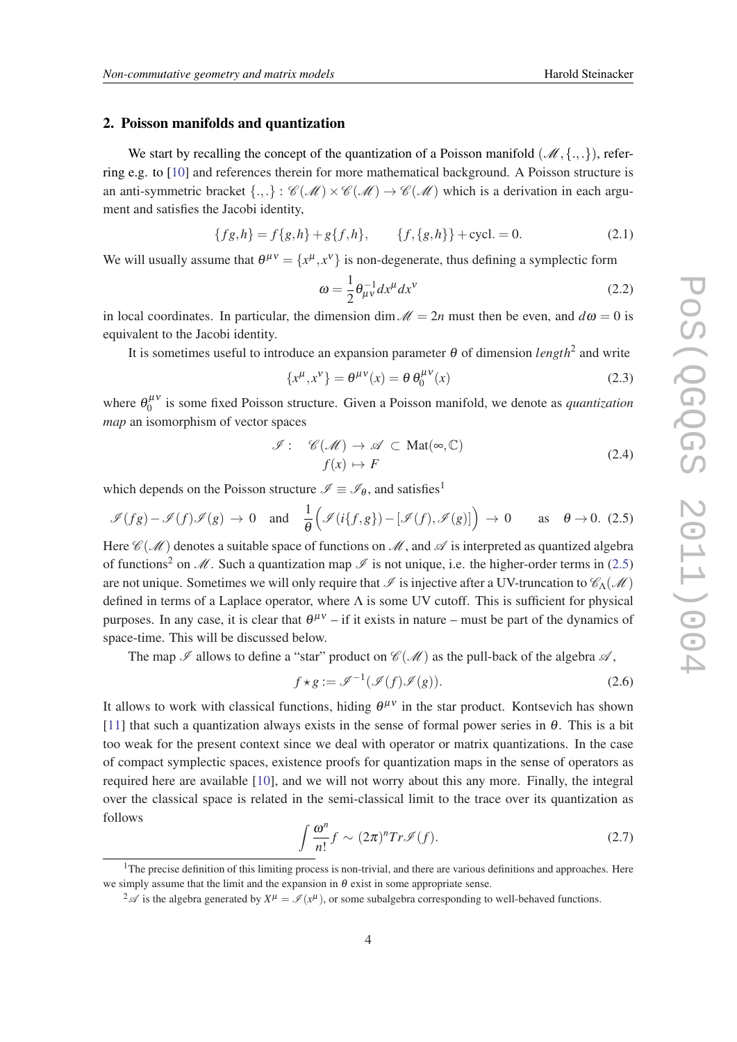## 2. Poisson manifolds and quantization

We start by recalling the concept of the quantization of a Poisson manifold $(\mathscr{M}, \{.,.\})$, referring e.g. to [10] and references therein for more mathematical background. A Poisson structure is an anti-symmetric bracket $\{.,.\}: \mathscr{C}(\mathscr{M}) \times \mathscr{C}(\mathscr{M}) \to \mathscr{C}(\mathscr{M})$ which is a derivation in each argument and satisfies the Jacobi identity,

$$\{fg, h\} = f\{g,h\} + g\{f,h\}, \qquad \{f,\{g,h\}\} + \text{cycl.} = 0. \tag{2.1}$$

We will usually assume that $\theta^{\mu\nu} = \{x^\mu, x^\nu\}$ is non-degenerate, thus defining a symplectic form

$$\omega = \frac{1}{2}\theta^{-1}_{\mu\nu} dx^\mu dx^\nu \tag{2.2}$$

in local coordinates. In particular, the dimension $\dim \mathscr{M} = 2n$ must then be even, and $d\omega = 0$ is equivalent to the Jacobi identity.

It is sometimes useful to introduce an expansion parameter $\theta$ of dimension $length^2$ and write

$$\{x^\mu, x^\nu\} = \theta^{\mu\nu}(x) = \theta\, \theta_0^{\mu\nu}(x) \tag{2.3}$$

where $\theta_0^{\mu\nu}$ is some fixed Poisson structure. Given a Poisson manifold, we denote as *quantization map* an isomorphism of vector spaces

$$\begin{aligned} \mathscr{I}: \quad \mathscr{C}(\mathscr{M}) &\to \mathscr{A} \subset \text{Mat}(\infty, \mathbb{C}) \\ f(x) &\mapsto F \end{aligned} \tag{2.4}$$

which depends on the Poisson structure $\mathscr{I} \equiv \mathscr{I}_\theta$, and satisfies[1]

$$\mathscr{I}(fg) - \mathscr{I}(f)\mathscr{I}(g) \to 0 \quad \text{and} \quad \frac{1}{\theta}\Big(\mathscr{I}(i\{f,g\}) - [\mathscr{I}(f), \mathscr{I}(g)]\Big) \to 0 \qquad \text{as} \quad \theta \to 0. \tag{2.5}$$

Here $\mathscr{C}(\mathscr{M})$ denotes a suitable space of functions on $\mathscr{M}$, and $\mathscr{A}$ is interpreted as quantized algebra of functions[2] on $\mathscr{M}$. Such a quantization map $\mathscr{I}$ is not unique, i.e. the higher-order terms in (2.5) are not unique. Sometimes we will only require that $\mathscr{I}$ is injective after a UV-truncation to $\mathscr{C}_\Lambda(\mathscr{M})$ defined in terms of a Laplace operator, where $\Lambda$ is some UV cutoff. This is sufficient for physical purposes. In any case, it is clear that $\theta^{\mu\nu}$ – if it exists in nature – must be part of the dynamics of space-time. This will be discussed below.

The map $\mathscr{I}$ allows to define a "star" product on $\mathscr{C}(\mathscr{M})$ as the pull-back of the algebra $\mathscr{A}$,

$$f \star g := \mathscr{I}^{-1}(\mathscr{I}(f)\mathscr{I}(g)). \tag{2.6}$$

It allows to work with classical functions, hiding $\theta^{\mu\nu}$ in the star product. Kontsevich has shown [11] that such a quantization always exists in the sense of formal power series in $\theta$. This is a bit too weak for the present context since we deal with operator or matrix quantizations. In the case of compact symplectic spaces, existence proofs for quantization maps in the sense of operators as required here are available [10], and we will not worry about this any more. Finally, the integral over the classical space is related in the semi-classical limit to the trace over its quantization as follows

$$\int \frac{\omega^n}{n!} f \sim (2\pi)^n Tr \mathscr{I}(f). \tag{2.7}$$

---

[1] The precise definition of this limiting process is non-trivial, and there are various definitions and approaches. Here we simply assume that the limit and the expansion in $\theta$ exist in some appropriate sense.

[2] $\mathscr{A}$ is the algebra generated by $X^\mu = \mathscr{I}(x^\mu)$, or some subalgebra corresponding to well-behaved functions.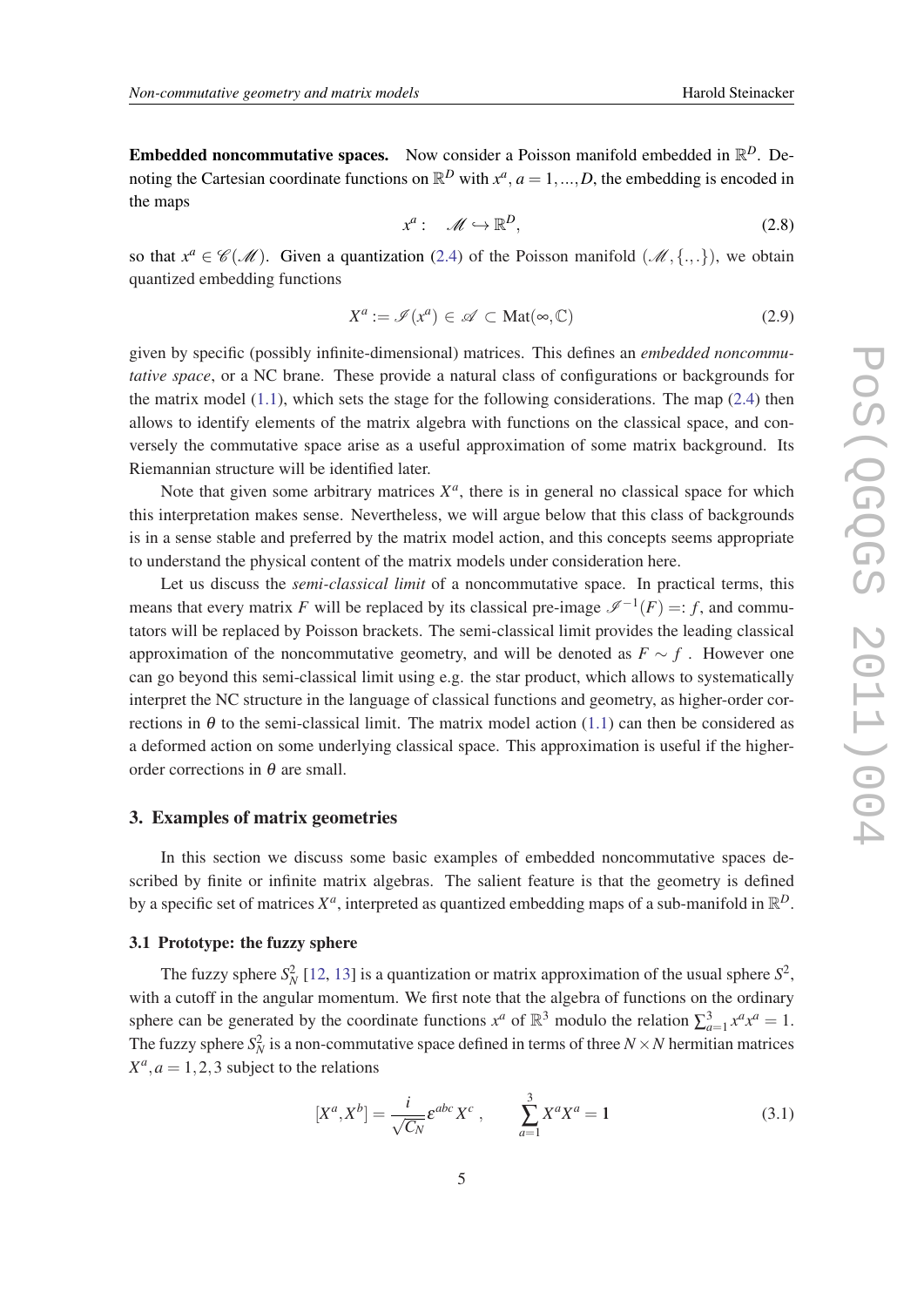**Embedded noncommutative spaces.** Now consider a Poisson manifold embedded in $\mathbb{R}^D$. Denoting the Cartesian coordinate functions on $\mathbb{R}^D$ with $x^a$, $a = 1,...,D$, the embedding is encoded in the maps

$$x^a : \quad \mathscr{M} \hookrightarrow \mathbb{R}^D, \tag{2.8}$$

so that $x^a \in \mathscr{C}(\mathscr{M})$. Given a quantization (2.4) of the Poisson manifold $(\mathscr{M}, \{.,.\})$, we obtain quantized embedding functions

$$X^a := \mathscr{I}(x^a) \in \mathscr{A} \subset \mathrm{Mat}(\infty, \mathbb{C}) \tag{2.9}$$

given by specific (possibly infinite-dimensional) matrices. This defines an *embedded noncommutative space*, or a NC brane. These provide a natural class of configurations or backgrounds for the matrix model (1.1), which sets the stage for the following considerations. The map (2.4) then allows to identify elements of the matrix algebra with functions on the classical space, and conversely the commutative space arise as a useful approximation of some matrix background. Its Riemannian structure will be identified later.

Note that given some arbitrary matrices $X^a$, there is in general no classical space for which this interpretation makes sense. Nevertheless, we will argue below that this class of backgrounds is in a sense stable and preferred by the matrix model action, and this concepts seems appropriate to understand the physical content of the matrix models under consideration here.

Let us discuss the *semi-classical limit* of a noncommutative space. In practical terms, this means that every matrix $F$ will be replaced by its classical pre-image $\mathscr{I}^{-1}(F) =: f$, and commutators will be replaced by Poisson brackets. The semi-classical limit provides the leading classical approximation of the noncommutative geometry, and will be denoted as $F \sim f$ . However one can go beyond this semi-classical limit using e.g. the star product, which allows to systematically interpret the NC structure in the language of classical functions and geometry, as higher-order corrections in $\theta$ to the semi-classical limit. The matrix model action (1.1) can then be considered as a deformed action on some underlying classical space. This approximation is useful if the higher-order corrections in $\theta$ are small.

## 3. Examples of matrix geometries

In this section we discuss some basic examples of embedded noncommutative spaces described by finite or infinite matrix algebras. The salient feature is that the geometry is defined by a specific set of matrices $X^a$, interpreted as quantized embedding maps of a sub-manifold in $\mathbb{R}^D$.

### 3.1 Prototype: the fuzzy sphere

The fuzzy sphere $S^2_N$ [12, 13] is a quantization or matrix approximation of the usual sphere $S^2$, with a cutoff in the angular momentum. We first note that the algebra of functions on the ordinary sphere can be generated by the coordinate functions $x^a$ of $\mathbb{R}^3$ modulo the relation $\sum_{a=1}^{3} x^a x^a = 1$. The fuzzy sphere $S^2_N$ is a non-commutative space defined in terms of three $N \times N$ hermitian matrices $X^a, a = 1,2,3$ subject to the relations

$$[X^a, X^b] = \frac{i}{\sqrt{C_N}} \varepsilon^{abc} X^c \, , \qquad \sum_{a=1}^{3} X^a X^a = \mathbf{1} \tag{3.1}$$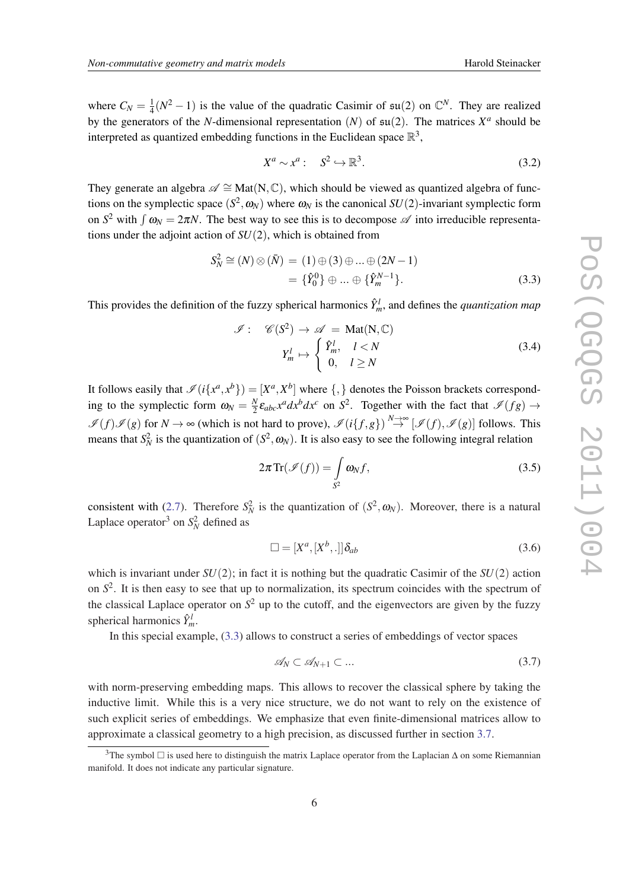where $C_N = \frac{1}{4}(N^2-1)$ is the value of the quadratic Casimir of $\mathfrak{su}(2)$ on $\mathbb{C}^N$. They are realized by the generators of the $N$-dimensional representation $(N)$ of $\mathfrak{su}(2)$. The matrices $X^a$ should be interpreted as quantized embedding functions in the Euclidean space $\mathbb{R}^3$,

$$X^a \sim x^a : \quad S^2 \hookrightarrow \mathbb{R}^3. \tag{3.2}$$

They generate an algebra $\mathscr{A} \cong \mathrm{Mat}(\mathrm{N},\mathbb{C})$, which should be viewed as quantized algebra of functions on the symplectic space $(S^2, \omega_N)$ where $\omega_N$ is the canonical $SU(2)$-invariant symplectic form on $S^2$ with $\int \omega_N = 2\pi N$. The best way to see this is to decompose $\mathscr{A}$ into irreducible representations under the adjoint action of $SU(2)$, which is obtained from

$$\begin{aligned} S^2_N \cong (N) \otimes (\bar{N}) &= (1) \oplus (3) \oplus ... \oplus (2N-1) \\ &= \{\hat{Y}^0_0\} \oplus ... \oplus \{\hat{Y}^{N-1}_m\}. \end{aligned} \tag{3.3}$$

This provides the definition of the fuzzy spherical harmonics $\hat{Y}^l_m$, and defines the *quantization map*

$$\begin{aligned} \mathscr{I} : \quad \mathscr{C}(S^2) &\rightarrow \mathscr{A} = \mathrm{Mat}(\mathrm{N},\mathbb{C}) \\ Y^l_m &\mapsto \begin{cases} \hat{Y}^l_m, & l < N \\ 0, & l \geq N \end{cases} \end{aligned} \tag{3.4}$$

It follows easily that $\mathscr{I}(i\{x^a,x^b\}) = [X^a,X^b]$ where $\{,\}$ denotes the Poisson brackets corresponding to the symplectic form $\omega_N = \frac{N}{2}\varepsilon_{abc}x^a dx^b dx^c$ on $S^2$. Together with the fact that $\mathscr{I}(fg) \to \mathscr{I}(f)\mathscr{I}(g)$ for $N \to \infty$ (which is not hard to prove), $\mathscr{I}(i\{f,g\}) \stackrel{N\to\infty}{\to} [\mathscr{I}(f),\mathscr{I}(g)]$ follows. This means that $S^2_N$ is the quantization of $(S^2,\omega_N)$. It is also easy to see the following integral relation

$$2\pi\,\mathrm{Tr}(\mathscr{I}(f)) = \int\limits_{S^2} \omega_N f, \tag{3.5}$$

consistent with (2.7). Therefore $S^2_N$ is the quantization of $(S^2,\omega_N)$. Moreover, there is a natural Laplace operator[3] on $S^2_N$ defined as

$$\Box = [X^a,[X^b,.]]\delta_{ab} \tag{3.6}$$

which is invariant under $SU(2)$; in fact it is nothing but the quadratic Casimir of the $SU(2)$ action on $S^2$. It is then easy to see that up to normalization, its spectrum coincides with the spectrum of the classical Laplace operator on $S^2$ up to the cutoff, and the eigenvectors are given by the fuzzy spherical harmonics $\hat{Y}^l_m$.

In this special example, (3.3) allows to construct a series of embeddings of vector spaces

$$\mathscr{A}_N \subset \mathscr{A}_{N+1} \subset ... \tag{3.7}$$

with norm-preserving embedding maps. This allows to recover the classical sphere by taking the inductive limit. While this is a very nice structure, we do not want to rely on the existence of such explicit series of embeddings. We emphasize that even finite-dimensional matrices allow to approximate a classical geometry to a high precision, as discussed further in section 3.7.

[3] The symbol $\Box$ is used here to distinguish the matrix Laplace operator from the Laplacian $\Delta$ on some Riemannian manifold. It does not indicate any particular signature.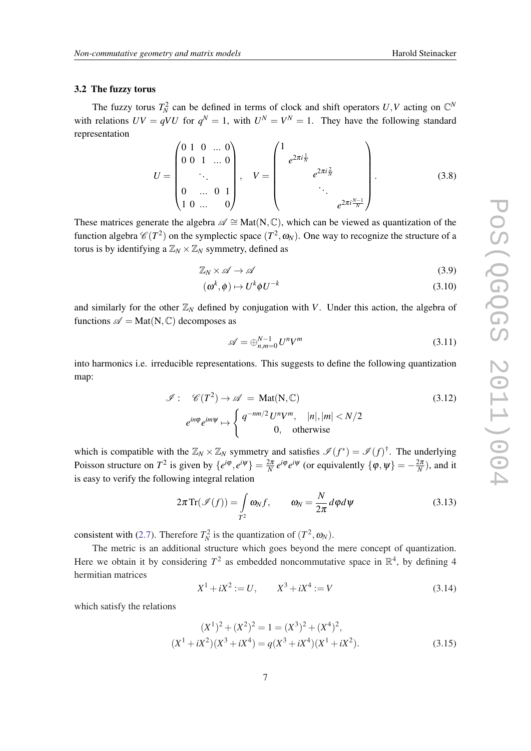### 3.2 The fuzzy torus

The fuzzy torus $T^2_N$ can be defined in terms of clock and shift operators $U, V$ acting on $\mathbb{C}^N$ with relations $UV = qVU$ for $q^N = 1$, with $U^N = V^N = 1$. They have the following standard representation

$$U = \begin{pmatrix} 0 & 1 & 0 & \dots & 0 \\ 0 & 0 & 1 & \dots & 0 \\ & & \ddots & & \\ 0 & & \dots & 0 & 1 \\ 1 & 0 & \dots & & 0 \end{pmatrix}, \quad V = \begin{pmatrix} 1 & & & & \\ & e^{2\pi i \frac{1}{N}} & & & \\ & & e^{2\pi i \frac{2}{N}} & & \\ & & & \ddots & \\ & & & & e^{2\pi i \frac{N-1}{N}} \end{pmatrix}. \tag{3.8}$$

These matrices generate the algebra $\mathscr{A} \cong \mathrm{Mat}(\mathrm{N}, \mathbb{C})$, which can be viewed as quantization of the function algebra $\mathscr{C}(T^2)$ on the symplectic space $(T^2, \omega_N)$. One way to recognize the structure of a torus is by identifying a $\mathbb{Z}_N \times \mathbb{Z}_N$ symmetry, defined as

$$\mathbb{Z}_N \times \mathscr{A} \to \mathscr{A} \tag{3.9}$$

$$(\omega^k, \phi) \mapsto U^k \phi U^{-k} \tag{3.10}$$

and similarly for the other $\mathbb{Z}_N$ defined by conjugation with $V$. Under this action, the algebra of functions $\mathscr{A} = \mathrm{Mat}(\mathrm{N}, \mathbb{C})$ decomposes as

$$\mathscr{A} = \oplus_{n,m=0}^{N-1} U^n V^m \tag{3.11}$$

into harmonics i.e. irreducible representations. This suggests to define the following quantization map:

$$\begin{aligned} \mathscr{I}: \quad \mathscr{C}(T^2) \to \mathscr{A} \ &= \ \mathrm{Mat}(\mathrm{N}, \mathbb{C}) \\ e^{in\varphi} e^{im\psi} \mapsto &\begin{cases} q^{-nm/2}\, U^n V^m, & |n|, |m| < N/2 \\ 0, & \text{otherwise} \end{cases} \end{aligned} \tag{3.12}$$

which is compatible with the $\mathbb{Z}_N \times \mathbb{Z}_N$ symmetry and satisfies $\mathscr{I}(f^*) = \mathscr{I}(f)^\dagger$. The underlying Poisson structure on $T^2$ is given by $\{e^{i\varphi}, e^{i\psi}\} = \frac{2\pi}{N} e^{i\varphi} e^{i\psi}$ (or equivalently $\{\varphi, \psi\} = -\frac{2\pi}{N}$), and it is easy to verify the following integral relation

$$2\pi \,\mathrm{Tr}(\mathscr{I}(f)) = \int_{T^2} \omega_N f, \qquad \omega_N = \frac{N}{2\pi} d\varphi d\psi \tag{3.13}$$

consistent with (2.7). Therefore $T^2_N$ is the quantization of $(T^2, \omega_N)$.

The metric is an additional structure which goes beyond the mere concept of quantization. Here we obtain it by considering $T^2$ as embedded noncommutative space in $\mathbb{R}^4$, by defining 4 hermitian matrices

$$X^1 + iX^2 := U, \qquad X^3 + iX^4 := V \tag{3.14}$$

which satisfy the relations

$$\begin{aligned} (X^1)^2 + (X^2)^2 = 1 &= (X^3)^2 + (X^4)^2, \\ (X^1 + iX^2)(X^3 + iX^4) &= q(X^3 + iX^4)(X^1 + iX^2). \end{aligned} \tag{3.15}$$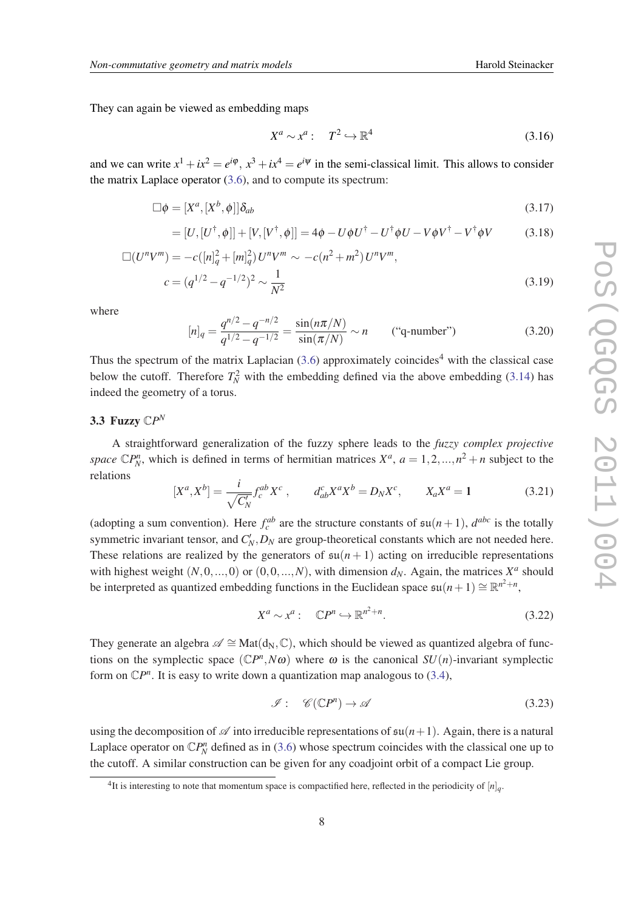They can again be viewed as embedding maps

$$X^a \sim x^a : \quad T^2 \hookrightarrow \mathbb{R}^4 \tag{3.16}$$

and we can write $x^1 + ix^2 = e^{i\varphi}$, $x^3 + ix^4 = e^{i\psi}$ in the semi-classical limit. This allows to consider the matrix Laplace operator (3.6), and to compute its spectrum:

$$\Box\phi = [X^a, [X^b, \phi]]\delta_{ab} \tag{3.17}$$

$$= [U, [U^\dagger, \phi]] + [V, [V^\dagger, \phi]] = 4\phi - U\phi U^\dagger - U^\dagger \phi U - V\phi V^\dagger - V^\dagger \phi V \tag{3.18}$$

$$\Box(U^n V^m) = -c([n]_q^2 + [m]_q^2)\, U^n V^m \;\sim\; -c(n^2 + m^2)\, U^n V^m,$$
$$c = (q^{1/2} - q^{-1/2})^2 \sim \frac{1}{N^2} \tag{3.19}$$

where

$$[n]_q = \frac{q^{n/2} - q^{-n/2}}{q^{1/2} - q^{-1/2}} = \frac{\sin(n\pi/N)}{\sin(\pi/N)} \sim n \qquad \text{("q-number")} \tag{3.20}$$

Thus the spectrum of the matrix Laplacian (3.6) approximately coincides[4] with the classical case below the cutoff. Therefore $T^2_N$ with the embedding defined via the above embedding (3.14) has indeed the geometry of a torus.

### 3.3 Fuzzy $\mathbb{C}P^N$

A straightforward generalization of the fuzzy sphere leads to the *fuzzy complex projective space* $\mathbb{C}P^n_N$, which is defined in terms of hermitian matrices $X^a$, $a = 1, 2, ..., n^2 + n$ subject to the relations

$$[X^a, X^b] = \frac{i}{\sqrt{C'_N}} f^{ab}_c X^c\,, \qquad d^c_{ab} X^a X^b = D_N X^c, \qquad X_a X^a = \mathbf{1} \tag{3.21}$$

(adopting a sum convention). Here $f^{ab}_c$ are the structure constants of $\mathfrak{su}(n+1)$, $d^{abc}$ is the totally symmetric invariant tensor, and $C'_N, D_N$ are group-theoretical constants which are not needed here. These relations are realized by the generators of $\mathfrak{su}(n+1)$ acting on irreducible representations with highest weight $(N, 0, ..., 0)$ or $(0, 0, ..., N)$, with dimension $d_N$. Again, the matrices $X^a$ should be interpreted as quantized embedding functions in the Euclidean space $\mathfrak{su}(n+1) \cong \mathbb{R}^{n^2+n}$,

$$X^a \sim x^a : \quad \mathbb{C}P^n \hookrightarrow \mathbb{R}^{n^2+n}. \tag{3.22}$$

They generate an algebra $\mathscr{A} \cong \mathrm{Mat}(\mathrm{d_N}, \mathbb{C})$, which should be viewed as quantized algebra of functions on the symplectic space $(\mathbb{C}P^n, N\omega)$ where $\omega$ is the canonical $SU(n)$-invariant symplectic form on $\mathbb{C}P^n$. It is easy to write down a quantization map analogous to (3.4),

$$\mathscr{I} : \quad \mathscr{C}(\mathbb{C}P^n) \to \mathscr{A} \tag{3.23}$$

using the decomposition of $\mathscr{A}$ into irreducible representations of $\mathfrak{su}(n+1)$. Again, there is a natural Laplace operator on $\mathbb{C}P^n_N$ defined as in (3.6) whose spectrum coincides with the classical one up to the cutoff. A similar construction can be given for any coadjoint orbit of a compact Lie group.

---

[4] It is interesting to note that momentum space is compactified here, reflected in the periodicity of $[n]_q$.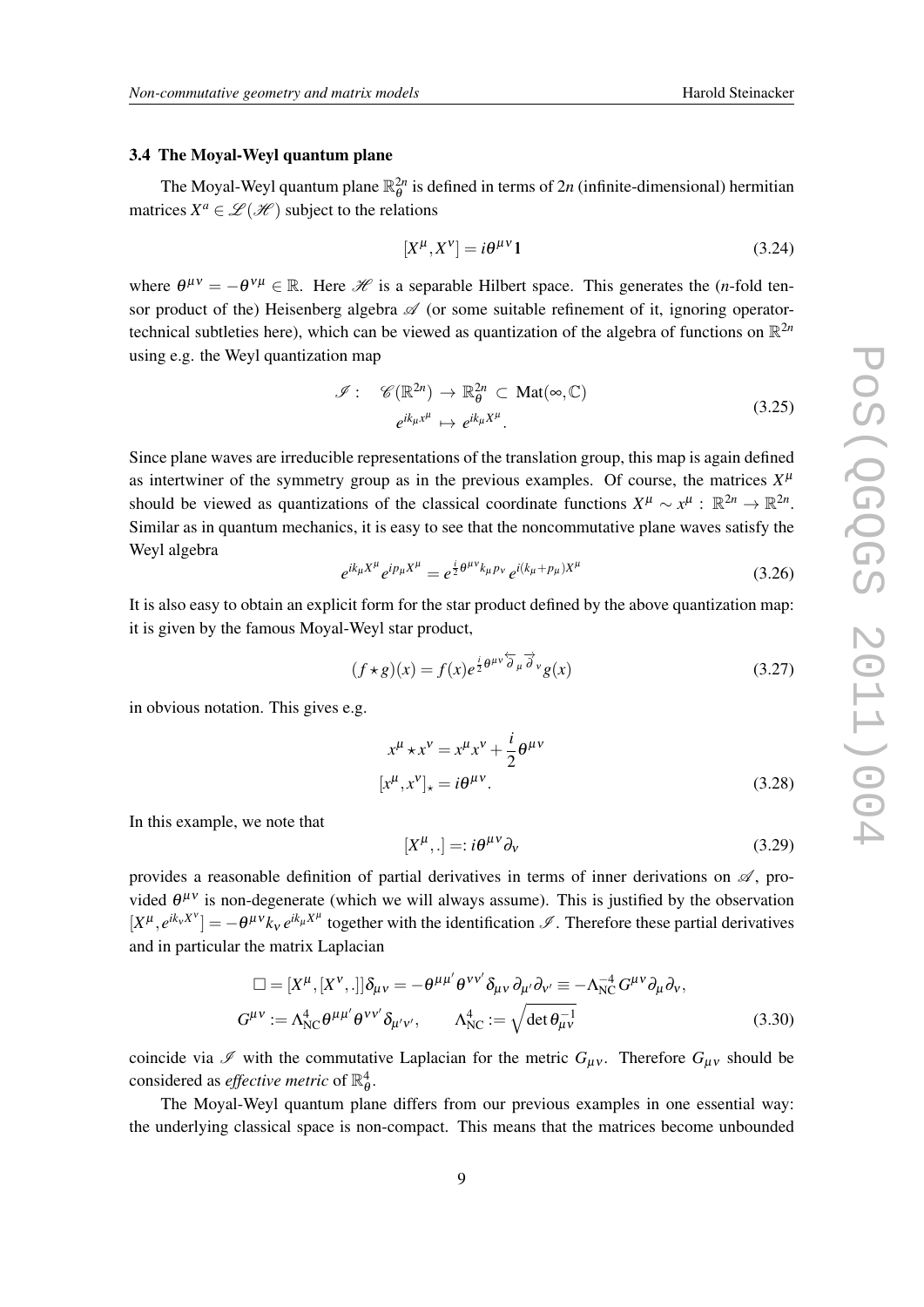### 3.4 The Moyal-Weyl quantum plane

The Moyal-Weyl quantum plane $\mathbb{R}^{2n}_\theta$ is defined in terms of $2n$ (infinite-dimensional) hermitian matrices $X^a \in \mathscr{L}(\mathscr{H})$ subject to the relations

$$[X^\mu, X^\nu] = i\theta^{\mu\nu}\mathbf{1} \tag{3.24}$$

where $\theta^{\mu\nu} = -\theta^{\nu\mu} \in \mathbb{R}$. Here $\mathscr{H}$ is a separable Hilbert space. This generates the ($n$-fold tensor product of the) Heisenberg algebra $\mathscr{A}$ (or some suitable refinement of it, ignoring operator-technical subtleties here), which can be viewed as quantization of the algebra of functions on $\mathbb{R}^{2n}$ using e.g. the Weyl quantization map

$$\begin{aligned} \mathscr{I}: \quad \mathscr{C}(\mathbb{R}^{2n}) &\to \mathbb{R}^{2n}_\theta \subset \mathrm{Mat}(\infty, \mathbb{C}) \\ e^{ik_\mu x^\mu} &\mapsto e^{ik_\mu X^\mu}. \end{aligned} \tag{3.25}$$

Since plane waves are irreducible representations of the translation group, this map is again defined as intertwiner of the symmetry group as in the previous examples. Of course, the matrices $X^\mu$ should be viewed as quantizations of the classical coordinate functions $X^\mu \sim x^\mu : \mathbb{R}^{2n} \to \mathbb{R}^{2n}$. Similar as in quantum mechanics, it is easy to see that the noncommutative plane waves satisfy the Weyl algebra

$$e^{ik_\mu X^\mu} e^{ip_\mu X^\mu} = e^{\frac{i}{2}\theta^{\mu\nu}k_\mu p_\nu} e^{i(k_\mu + p_\mu)X^\mu} \tag{3.26}$$

It is also easy to obtain an explicit form for the star product defined by the above quantization map: it is given by the famous Moyal-Weyl star product,

$$(f \star g)(x) = f(x) e^{\frac{i}{2}\theta^{\mu\nu}\overleftarrow{\partial}_\mu \overrightarrow{\partial}_\nu} g(x) \tag{3.27}$$

in obvious notation. This gives e.g.

$$\begin{aligned} x^\mu \star x^\nu &= x^\mu x^\nu + \frac{i}{2}\theta^{\mu\nu} \\ [x^\mu, x^\nu]_\star &= i\theta^{\mu\nu}. \end{aligned} \tag{3.28}$$

In this example, we note that

$$[X^\mu, .] =: i\theta^{\mu\nu}\partial_\nu \tag{3.29}$$

provides a reasonable definition of partial derivatives in terms of inner derivations on $\mathscr{A}$, provided $\theta^{\mu\nu}$ is non-degenerate (which we will always assume). This is justified by the observation $[X^\mu, e^{ik_\nu X^\nu}] = -\theta^{\mu\nu}k_\nu e^{ik_\mu X^\mu}$ together with the identification $\mathscr{I}$. Therefore these partial derivatives and in particular the matrix Laplacian

$$\begin{aligned} \Box = [X^\mu, [X^\nu, .]]\delta_{\mu\nu} &= -\theta^{\mu\mu'}\theta^{\nu\nu'}\delta_{\mu\nu}\,\partial_{\mu'}\partial_{\nu'} \equiv -\Lambda_{\rm NC}^{-4} G^{\mu\nu}\partial_\mu\partial_\nu, \\ G^{\mu\nu} := \Lambda_{\rm NC}^4 \theta^{\mu\mu'}\theta^{\nu\nu'}\delta_{\mu'\nu'}, &\qquad \Lambda_{\rm NC}^4 := \sqrt{\det \theta_{\mu\nu}^{-1}} \end{aligned} \tag{3.30}$$

coincide via $\mathscr{I}$ with the commutative Laplacian for the metric $G_{\mu\nu}$. Therefore $G_{\mu\nu}$ should be considered as *effective metric* of $\mathbb{R}^4_\theta$.

The Moyal-Weyl quantum plane differs from our previous examples in one essential way: the underlying classical space is non-compact. This means that the matrices become unbounded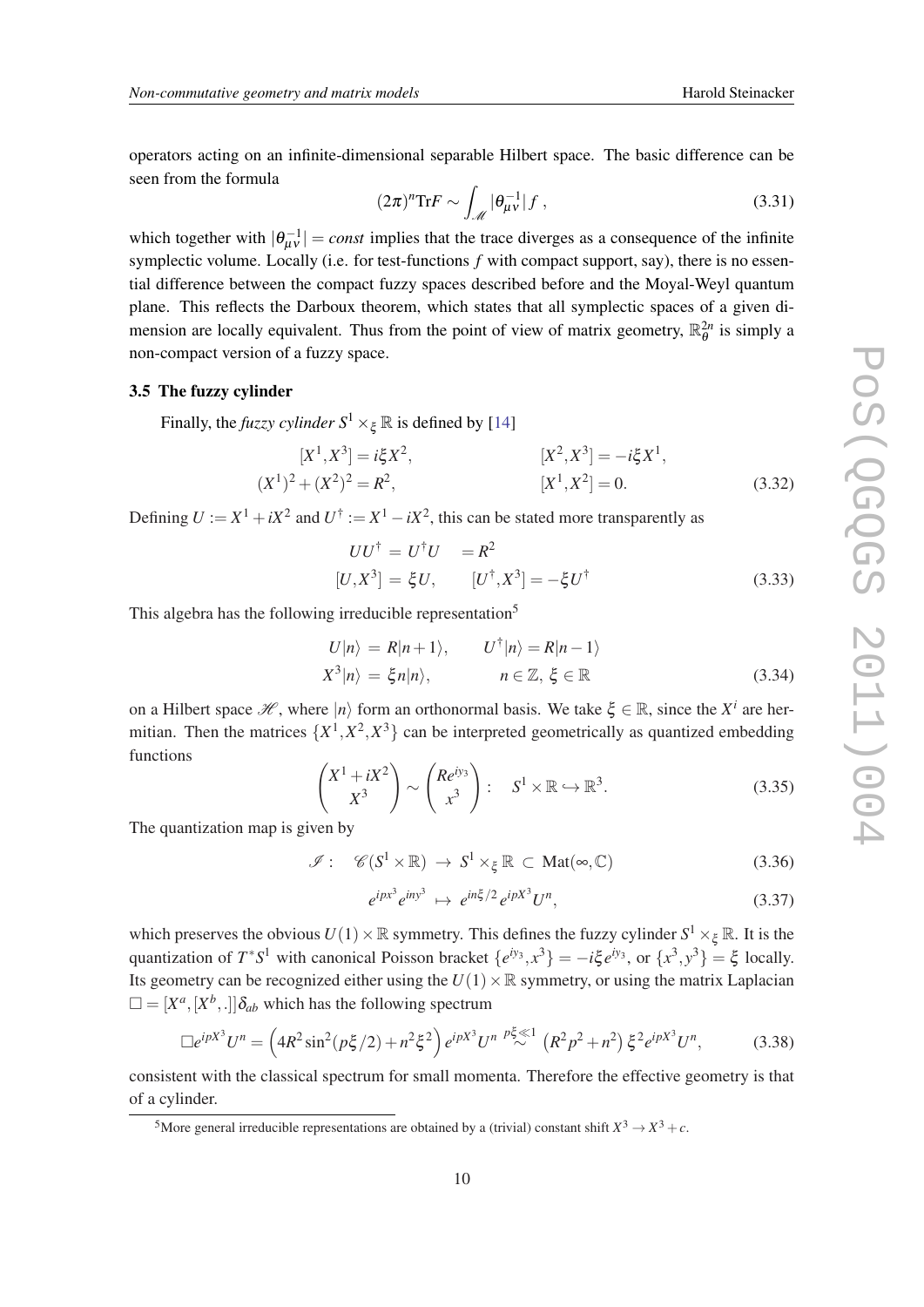operators acting on an infinite-dimensional separable Hilbert space. The basic difference can be seen from the formula

$$(2\pi)^n \mathrm{Tr} F \sim \int_{\mathscr{M}} |\theta^{-1}_{\mu\nu}| f \,, \tag{3.31}$$

which together with $|\theta^{-1}_{\mu\nu}| = const$ implies that the trace diverges as a consequence of the infinite symplectic volume. Locally (i.e. for test-functions $f$ with compact support, say), there is no essential difference between the compact fuzzy spaces described before and the Moyal-Weyl quantum plane. This reflects the Darboux theorem, which states that all symplectic spaces of a given dimension are locally equivalent. Thus from the point of view of matrix geometry, $\mathbb{R}^{2n}_\theta$ is simply a non-compact version of a fuzzy space.

### 3.5 The fuzzy cylinder

Finally, the *fuzzy cylinder* $S^1 \times_\xi \mathbb{R}$ is defined by [14]

$$\begin{aligned} [X^1, X^3] &= i\xi X^2, & [X^2, X^3] &= -i\xi X^1, \\ (X^1)^2 + (X^2)^2 &= R^2, & [X^1, X^2] &= 0. \end{aligned} \tag{3.32}$$

Defining $U := X^1 + iX^2$ and $U^\dagger := X^1 - iX^2$, this can be stated more transparently as

$$\begin{aligned} UU^\dagger &= U^\dagger U \quad = R^2 \\ [U, X^3] &= \xi U, \qquad [U^\dagger, X^3] = -\xi U^\dagger \end{aligned} \tag{3.33}$$

This algebra has the following irreducible representation[5]

$$\begin{aligned} U|n\rangle &= R|n+1\rangle, \qquad U^\dagger|n\rangle = R|n-1\rangle \\ X^3|n\rangle &= \xi n|n\rangle, \qquad\qquad n \in \mathbb{Z},\ \xi \in \mathbb{R} \end{aligned} \tag{3.34}$$

on a Hilbert space $\mathscr{H}$, where $|n\rangle$ form an orthonormal basis. We take $\xi \in \mathbb{R}$, since the $X^i$ are hermitian. Then the matrices $\{X^1, X^2, X^3\}$ can be interpreted geometrically as quantized embedding functions

$$\begin{pmatrix} X^1 + iX^2 \\ X^3 \end{pmatrix} \sim \begin{pmatrix} Re^{iy_3} \\ x^3 \end{pmatrix} : \quad S^1 \times \mathbb{R} \hookrightarrow \mathbb{R}^3. \tag{3.35}$$

The quantization map is given by

$$\mathscr{I}: \quad \mathscr{C}(S^1 \times \mathbb{R}) \ \to \ S^1 \times_\xi \mathbb{R} \ \subset \ \mathrm{Mat}(\infty, \mathbb{C}) \tag{3.36}$$

$$e^{ipx^3} e^{iny^3} \ \mapsto \ e^{in\xi/2} e^{ipX^3} U^n, \tag{3.37}$$

which preserves the obvious $U(1) \times \mathbb{R}$ symmetry. This defines the fuzzy cylinder $S^1 \times_\xi \mathbb{R}$. It is the quantization of $T^*S^1$ with canonical Poisson bracket $\{e^{iy_3}, x^3\} = -i\xi e^{iy_3}$, or $\{x^3, y^3\} = \xi$ locally. Its geometry can be recognized either using the $U(1) \times \mathbb{R}$ symmetry, or using the matrix Laplacian $\Box = [X^a, [X^b, .]]\delta_{ab}$ which has the following spectrum

$$\Box e^{ipX^3} U^n = \left(4R^2 \sin^2(p\xi/2) + n^2 \xi^2\right) e^{ipX^3} U^n \stackrel{p\xi \ll 1}{\sim} \left(R^2 p^2 + n^2\right) \xi^2 e^{ipX^3} U^n, \tag{3.38}$$

consistent with the classical spectrum for small momenta. Therefore the effective geometry is that of a cylinder.

---

[5] More general irreducible representations are obtained by a (trivial) constant shift $X^3 \to X^3 + c$.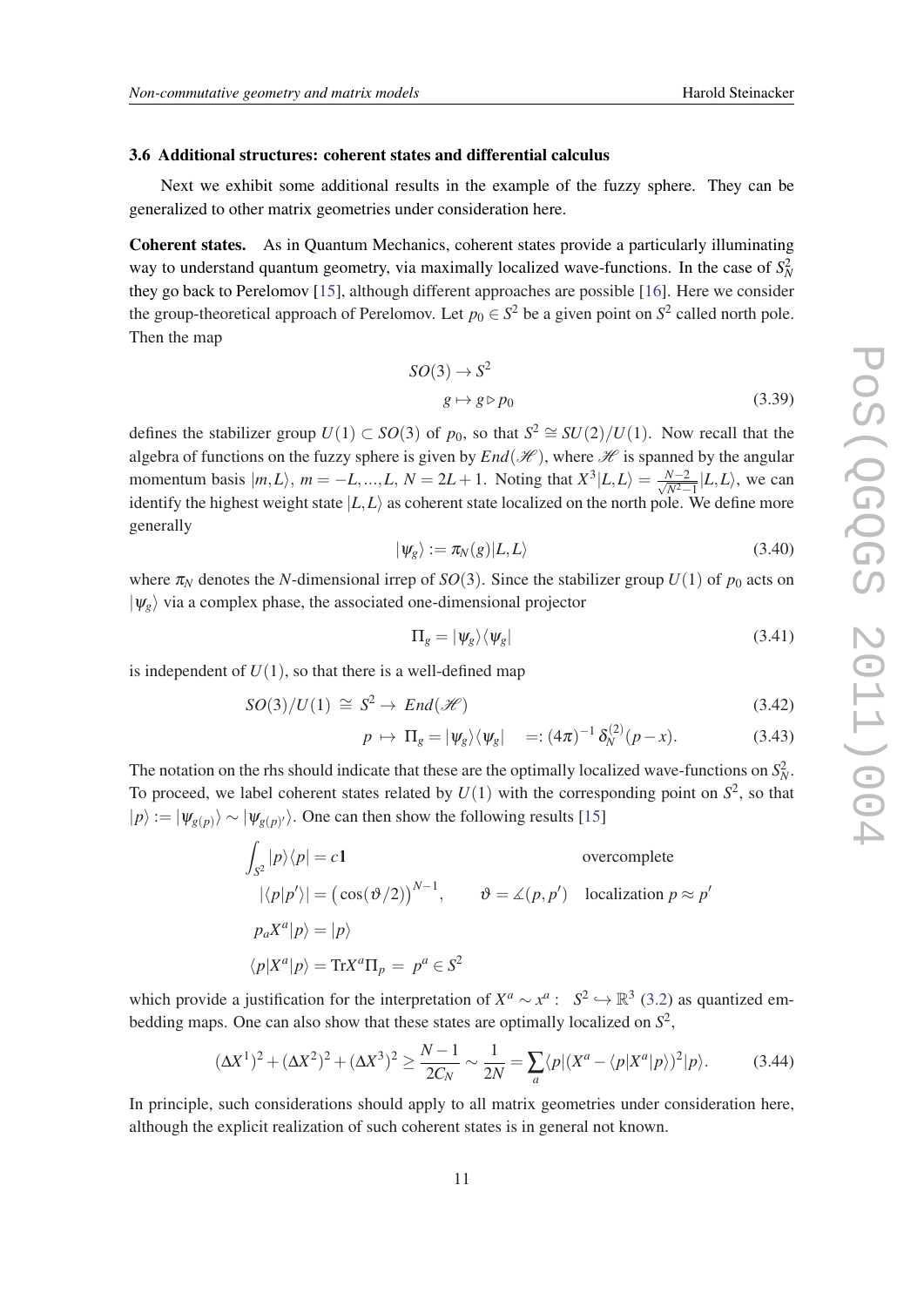### 3.6 Additional structures: coherent states and differential calculus

Next we exhibit some additional results in the example of the fuzzy sphere. They can be generalized to other matrix geometries under consideration here.

**Coherent states.** As in Quantum Mechanics, coherent states provide a particularly illuminating way to understand quantum geometry, via maximally localized wave-functions. In the case of $S^2_N$ they go back to Perelomov [15], although different approaches are possible [16]. Here we consider the group-theoretical approach of Perelomov. Let $p_0 \in S^2$ be a given point on $S^2$ called north pole. Then the map

$$\begin{aligned} SO(3) &\to S^2 \\ g &\mapsto g \triangleright p_0 \end{aligned} \tag{3.39}$$

defines the stabilizer group $U(1) \subset SO(3)$ of $p_0$, so that $S^2 \cong SU(2)/U(1)$. Now recall that the algebra of functions on the fuzzy sphere is given by $End(\mathscr{H})$, where $\mathscr{H}$ is spanned by the angular momentum basis $|m,L\rangle$, $m = -L,...,L$, $N = 2L+1$. Noting that $X^3|L,L\rangle = \frac{N-2}{\sqrt{N^2-1}}|L,L\rangle$, we can identify the highest weight state $|L,L\rangle$ as coherent state localized on the north pole. We define more generally

$$|\psi_g\rangle := \pi_N(g)|L,L\rangle \tag{3.40}$$

where $\pi_N$ denotes the $N$-dimensional irrep of $SO(3)$. Since the stabilizer group $U(1)$ of $p_0$ acts on $|\psi_g\rangle$ via a complex phase, the associated one-dimensional projector

$$\Pi_g = |\psi_g\rangle\langle\psi_g| \tag{3.41}$$

is independent of $U(1)$, so that there is a well-defined map

$$SO(3)/U(1) \;\cong\; S^2 \to \; End(\mathscr{H}) \tag{3.42}$$

$$p \;\mapsto\; \Pi_g = |\psi_g\rangle\langle\psi_g| \quad =: (4\pi)^{-1}\,\delta^{(2)}_N(p-x). \tag{3.43}$$

The notation on the rhs should indicate that these are the optimally localized wave-functions on $S^2_N$. To proceed, we label coherent states related by $U(1)$ with the corresponding point on $S^2$, so that $|p\rangle := |\psi_{g(p)}\rangle \sim |\psi_{g(p)'}\rangle$. One can then show the following results [15]

$$\begin{aligned}
&\int_{S^2} |p\rangle\langle p| = c\mathbf{1} && \text{overcomplete} \\
&|\langle p|p'\rangle| = \big(\cos(\vartheta/2)\big)^{N-1}, \qquad \vartheta = \measuredangle(p,p') && \text{localization } p \approx p' \\
&p_a X^a|p\rangle = |p\rangle && \\
&\langle p|X^a|p\rangle = \mathrm{Tr} X^a \Pi_p = \; p^a \in S^2 &&
\end{aligned}$$

which provide a justification for the interpretation of $X^a \sim x^a: \;\; S^2 \hookrightarrow \mathbb{R}^3$ (3.2) as quantized embedding maps. One can also show that these states are optimally localized on $S^2$,

$$(\Delta X^1)^2 + (\Delta X^2)^2 + (\Delta X^3)^2 \geq \frac{N-1}{2C_N} \sim \frac{1}{2N} = \sum_a \langle p|(X^a - \langle p|X^a|p\rangle)^2|p\rangle. \tag{3.44}$$

In principle, such considerations should apply to all matrix geometries under consideration here, although the explicit realization of such coherent states is in general not known.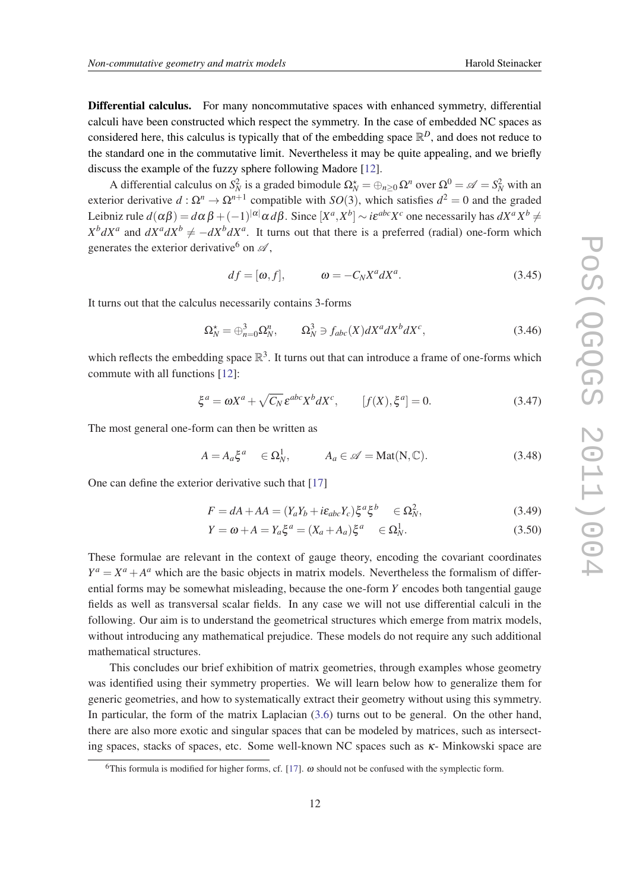**Differential calculus.** For many noncommutative spaces with enhanced symmetry, differential calculi have been constructed which respect the symmetry. In the case of embedded NC spaces as considered here, this calculus is typically that of the embedding space $\mathbb{R}^D$, and does not reduce to the standard one in the commutative limit. Nevertheless it may be quite appealing, and we briefly discuss the example of the fuzzy sphere following Madore [12].

A differential calculus on $S^2_N$ is a graded bimodule $\Omega^\star_N = \oplus_{n\geq 0}\Omega^n$ over $\Omega^0 = \mathscr{A} = S^2_N$ with an exterior derivative $d : \Omega^n \to \Omega^{n+1}$ compatible with $SO(3)$, which satisfies $d^2 = 0$ and the graded Leibniz rule $d(\alpha\beta) = d\alpha\,\beta + (-1)^{|\alpha|}\alpha\,d\beta$. Since $[X^a, X^b] \sim i\varepsilon^{abc}X^c$ one necessarily has $dX^a X^b \neq X^b dX^a$ and $dX^a dX^b \neq -dX^b dX^a$. It turns out that there is a preferred (radial) one-form which generates the exterior derivative[6] on $\mathscr{A}$,

$$df = [\omega, f], \qquad \omega = -C_N X^a dX^a. \tag{3.45}$$

It turns out that the calculus necessarily contains 3-forms

$$\Omega^\star_N = \oplus_{n=0}^3 \Omega^n_N, \qquad \Omega^3_N \ni f_{abc}(X) dX^a dX^b dX^c, \tag{3.46}$$

which reflects the embedding space $\mathbb{R}^3$. It turns out that can introduce a frame of one-forms which commute with all functions [12]:

$$\xi^a = \omega X^a + \sqrt{C_N}\,\varepsilon^{abc}X^b dX^c, \qquad [f(X), \xi^a] = 0. \tag{3.47}$$

The most general one-form can then be written as

$$A = A_a \xi^a \quad \in \Omega^1_N, \qquad A_a \in \mathscr{A} = \mathrm{Mat}(\mathrm{N}, \mathbb{C}). \tag{3.48}$$

One can define the exterior derivative such that [17]

$$F = dA + AA = (Y_a Y_b + i\varepsilon_{abc}Y_c)\xi^a\xi^b \quad \in \Omega^2_N, \tag{3.49}$$

$$Y = \omega + A = Y_a \xi^a = (X_a + A_a)\xi^a \quad \in \Omega^1_N. \tag{3.50}$$

These formulae are relevant in the context of gauge theory, encoding the covariant coordinates $Y^a = X^a + A^a$ which are the basic objects in matrix models. Nevertheless the formalism of differential forms may be somewhat misleading, because the one-form $Y$ encodes both tangential gauge fields as well as transversal scalar fields. In any case we will not use differential calculi in the following. Our aim is to understand the geometrical structures which emerge from matrix models, without introducing any mathematical prejudice. These models do not require any such additional mathematical structures.

This concludes our brief exhibition of matrix geometries, through examples whose geometry was identified using their symmetry properties. We will learn below how to generalize them for generic geometries, and how to systematically extract their geometry without using this symmetry. In particular, the form of the matrix Laplacian (3.6) turns out to be general. On the other hand, there are also more exotic and singular spaces that can be modeled by matrices, such as intersecting spaces, stacks of spaces, etc. Some well-known NC spaces such as $\kappa$- Minkowski space are

[6] This formula is modified for higher forms, cf. [17]. $\omega$ should not be confused with the symplectic form.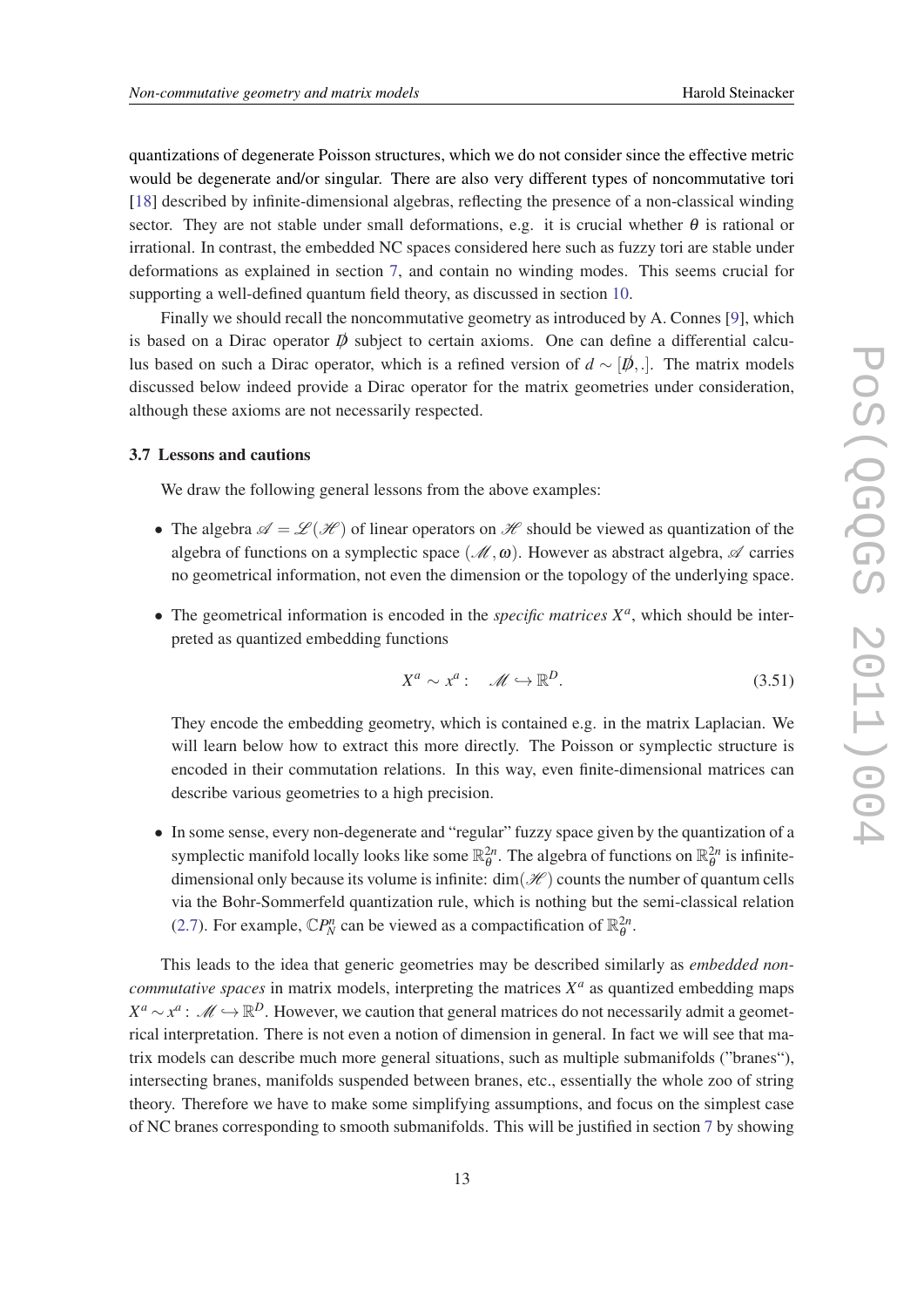quantizations of degenerate Poisson structures, which we do not consider since the effective metric would be degenerate and/or singular. There are also very different types of noncommutative tori [18] described by infinite-dimensional algebras, reflecting the presence of a non-classical winding sector. They are not stable under small deformations, e.g. it is crucial whether $\theta$ is rational or irrational. In contrast, the embedded NC spaces considered here such as fuzzy tori are stable under deformations as explained in section 7, and contain no winding modes. This seems crucial for supporting a well-defined quantum field theory, as discussed in section 10.

Finally we should recall the noncommutative geometry as introduced by A. Connes [9], which is based on a Dirac operator $\not{D}$ subject to certain axioms. One can define a differential calculus based on such a Dirac operator, which is a refined version of $d \sim [\not{D}, .]$. The matrix models discussed below indeed provide a Dirac operator for the matrix geometries under consideration, although these axioms are not necessarily respected.

### 3.7 Lessons and cautions

We draw the following general lessons from the above examples:

- The algebra $\mathscr{A} = \mathscr{L}(\mathscr{H})$ of linear operators on $\mathscr{H}$ should be viewed as quantization of the algebra of functions on a symplectic space $(\mathscr{M}, \omega)$. However as abstract algebra, $\mathscr{A}$ carries no geometrical information, not even the dimension or the topology of the underlying space.
- The geometrical information is encoded in the *specific matrices* $X^a$, which should be interpreted as quantized embedding functions

$$X^a \sim x^a : \quad \mathscr{M} \hookrightarrow \mathbb{R}^D. \tag{3.51}$$

  They encode the embedding geometry, which is contained e.g. in the matrix Laplacian. We will learn below how to extract this more directly. The Poisson or symplectic structure is encoded in their commutation relations. In this way, even finite-dimensional matrices can describe various geometries to a high precision.

- In some sense, every non-degenerate and "regular" fuzzy space given by the quantization of a symplectic manifold locally looks like some $\mathbb{R}^{2n}_\theta$. The algebra of functions on $\mathbb{R}^{2n}_\theta$ is infinite-dimensional only because its volume is infinite: $\dim(\mathscr{H})$ counts the number of quantum cells via the Bohr-Sommerfeld quantization rule, which is nothing but the semi-classical relation (2.7). For example, $\mathbb{C}P^n_N$ can be viewed as a compactification of $\mathbb{R}^{2n}_\theta$.

This leads to the idea that generic geometries may be described similarly as *embedded noncommutative spaces* in matrix models, interpreting the matrices $X^a$ as quantized embedding maps $X^a \sim x^a : \mathscr{M} \hookrightarrow \mathbb{R}^D$. However, we caution that general matrices do not necessarily admit a geometrical interpretation. There is not even a notion of dimension in general. In fact we will see that matrix models can describe much more general situations, such as multiple submanifolds ("branes"), intersecting branes, manifolds suspended between branes, etc., essentially the whole zoo of string theory. Therefore we have to make some simplifying assumptions, and focus on the simplest case of NC branes corresponding to smooth submanifolds. This will be justified in section 7 by showing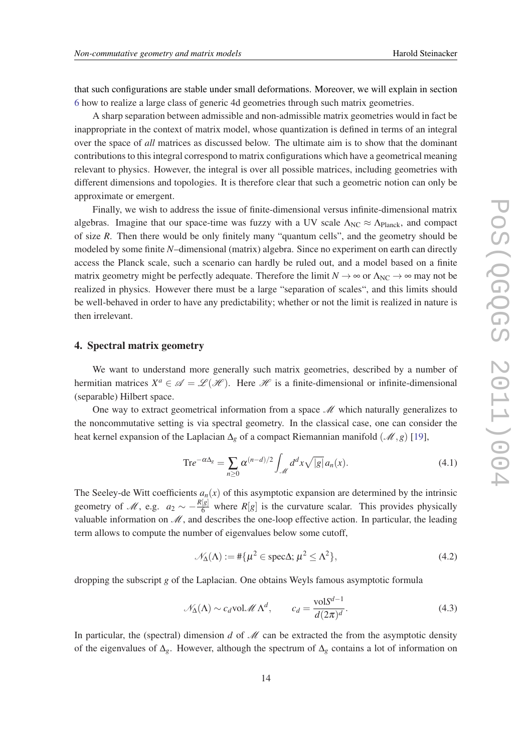that such configurations are stable under small deformations. Moreover, we will explain in section 6 how to realize a large class of generic 4d geometries through such matrix geometries.

A sharp separation between admissible and non-admissible matrix geometries would in fact be inappropriate in the context of matrix model, whose quantization is defined in terms of an integral over the space of *all* matrices as discussed below. The ultimate aim is to show that the dominant contributions to this integral correspond to matrix configurations which have a geometrical meaning relevant to physics. However, the integral is over all possible matrices, including geometries with different dimensions and topologies. It is therefore clear that such a geometric notion can only be approximate or emergent.

Finally, we wish to address the issue of finite-dimensional versus infinite-dimensional matrix algebras. Imagine that our space-time was fuzzy with a UV scale $\Lambda_{\rm NC} \approx \Lambda_{\rm Planck}$, and compact of size $R$. Then there would be only finitely many “quantum cells”, and the geometry should be modeled by some finite $N$–dimensional (matrix) algebra. Since no experiment on earth can directly access the Planck scale, such a scenario can hardly be ruled out, and a model based on a finite matrix geometry might be perfectly adequate. Therefore the limit $N \to \infty$ or $\Lambda_{\rm NC} \to \infty$ may not be realized in physics. However there must be a large “separation of scales“, and this limits should be well-behaved in order to have any predictability; whether or not the limit is realized in nature is then irrelevant.

## 4. Spectral matrix geometry

We want to understand more generally such matrix geometries, described by a number of hermitian matrices $X^a \in \mathscr{A} = \mathscr{L}(\mathscr{H})$. Here $\mathscr{H}$ is a finite-dimensional or infinite-dimensional (separable) Hilbert space.

One way to extract geometrical information from a space $\mathscr{M}$ which naturally generalizes to the noncommutative setting is via spectral geometry. In the classical case, one can consider the heat kernel expansion of the Laplacian $\Delta_g$ of a compact Riemannian manifold $(\mathscr{M}, g)$ [19],

$$
{\rm Tr} e^{-\alpha \Delta_g} = \sum_{n\geq 0} \alpha^{(n-d)/2} \int_{\mathscr{M}} d^d x \sqrt{|g|}\, a_n(x). \tag{4.1}
$$

The Seeley-de Witt coefficients $a_n(x)$ of this asymptotic expansion are determined by the intrinsic geometry of $\mathscr{M}$, e.g. $a_2 \sim -\frac{R[g]}{6}$ where $R[g]$ is the curvature scalar. This provides physically valuable information on $\mathscr{M}$, and describes the one-loop effective action. In particular, the leading term allows to compute the number of eigenvalues below some cutoff,

$$
\mathscr{N}_\Delta(\Lambda) := \#\{\mu^2 \in {\rm spec}\Delta;\, \mu^2 \leq \Lambda^2\}, \tag{4.2}
$$

dropping the subscript $g$ of the Laplacian. One obtains Weyls famous asymptotic formula

$$
\mathscr{N}_\Delta(\Lambda) \sim c_d {\rm vol}\mathscr{M}\, \Lambda^d, \qquad c_d = \frac{{\rm vol} S^{d-1}}{d(2\pi)^d}. \tag{4.3}
$$

In particular, the (spectral) dimension $d$ of $\mathscr{M}$ can be extracted the from the asymptotic density of the eigenvalues of $\Delta_g$. However, although the spectrum of $\Delta_g$ contains a lot of information on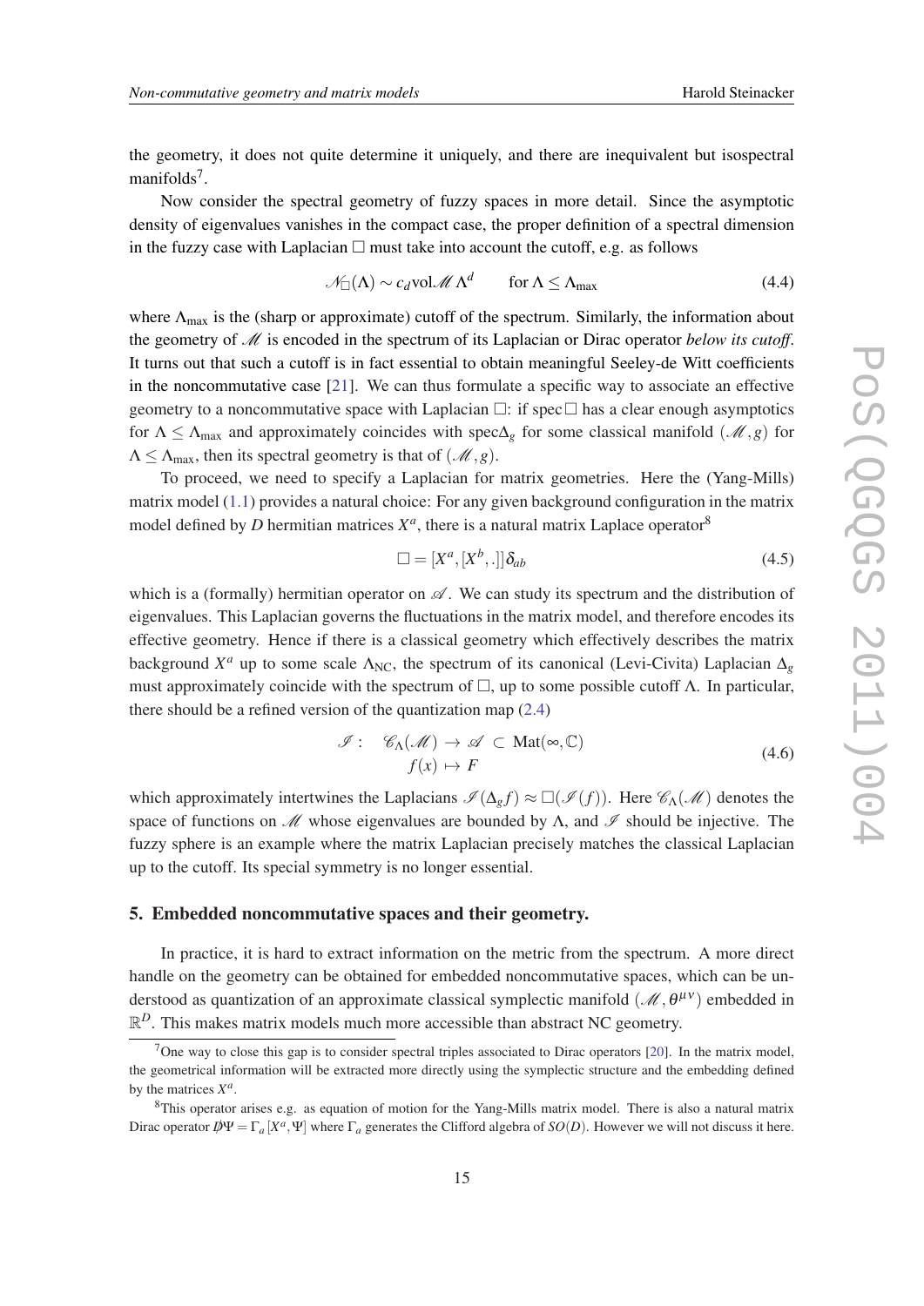the geometry, it does not quite determine it uniquely, and there are inequivalent but isospectral manifolds[7].

Now consider the spectral geometry of fuzzy spaces in more detail. Since the asymptotic density of eigenvalues vanishes in the compact case, the proper definition of a spectral dimension in the fuzzy case with Laplacian $\Box$ must take into account the cutoff, e.g. as follows

$$\mathcal{N}_\Box(\Lambda) \sim c_d \mathrm{vol}\mathcal{M}\, \Lambda^d \qquad \text{for } \Lambda \leq \Lambda_{\max} \tag{4.4}$$

where $\Lambda_{\max}$ is the (sharp or approximate) cutoff of the spectrum. Similarly, the information about the geometry of $\mathcal{M}$ is encoded in the spectrum of its Laplacian or Dirac operator *below its cutoff*. It turns out that such a cutoff is in fact essential to obtain meaningful Seeley-de Witt coefficients in the noncommutative case [21]. We can thus formulate a specific way to associate an effective geometry to a noncommutative space with Laplacian $\Box$: if spec$\Box$ has a clear enough asymptotics for $\Lambda \leq \Lambda_{\max}$ and approximately coincides with spec$\Delta_g$ for some classical manifold $(\mathcal{M}, g)$ for $\Lambda \leq \Lambda_{\max}$, then its spectral geometry is that of $(\mathcal{M}, g)$.

To proceed, we need to specify a Laplacian for matrix geometries. Here the (Yang-Mills) matrix model (1.1) provides a natural choice: For any given background configuration in the matrix model defined by $D$ hermitian matrices $X^a$, there is a natural matrix Laplace operator[8]

$$\Box = [X^a, [X^b, .]]\delta_{ab} \tag{4.5}$$

which is a (formally) hermitian operator on $\mathscr{A}$. We can study its spectrum and the distribution of eigenvalues. This Laplacian governs the fluctuations in the matrix model, and therefore encodes its effective geometry. Hence if there is a classical geometry which effectively describes the matrix background $X^a$ up to some scale $\Lambda_{\mathrm{NC}}$, the spectrum of its canonical (Levi-Civita) Laplacian $\Delta_g$ must approximately coincide with the spectrum of $\Box$, up to some possible cutoff $\Lambda$. In particular, there should be a refined version of the quantization map (2.4)

$$\begin{aligned} \mathscr{I}: \quad \mathscr{C}_\Lambda(\mathcal{M}) &\rightarrow \mathscr{A} \subset \mathrm{Mat}(\infty, \mathbb{C}) \\ f(x) &\mapsto F \end{aligned} \tag{4.6}$$

which approximately intertwines the Laplacians $\mathscr{I}(\Delta_g f) \approx \Box(\mathscr{I}(f))$. Here $\mathscr{C}_\Lambda(\mathcal{M})$ denotes the space of functions on $\mathcal{M}$ whose eigenvalues are bounded by $\Lambda$, and $\mathscr{I}$ should be injective. The fuzzy sphere is an example where the matrix Laplacian precisely matches the classical Laplacian up to the cutoff. Its special symmetry is no longer essential.

## 5. Embedded noncommutative spaces and their geometry.

In practice, it is hard to extract information on the metric from the spectrum. A more direct handle on the geometry can be obtained for embedded noncommutative spaces, which can be understood as quantization of an approximate classical symplectic manifold $(\mathcal{M}, \theta^{\mu\nu})$ embedded in $\mathbb{R}^D$. This makes matrix models much more accessible than abstract NC geometry.

---

[7] One way to close this gap is to consider spectral triples associated to Dirac operators [20]. In the matrix model, the geometrical information will be extracted more directly using the symplectic structure and the embedding defined by the matrices $X^a$.

[8] This operator arises e.g. as equation of motion for the Yang-Mills matrix model. There is also a natural matrix Dirac operator $\not{D}\Psi = \Gamma_a [X^a, \Psi]$ where $\Gamma_a$ generates the Clifford algebra of $SO(D)$. However we will not discuss it here.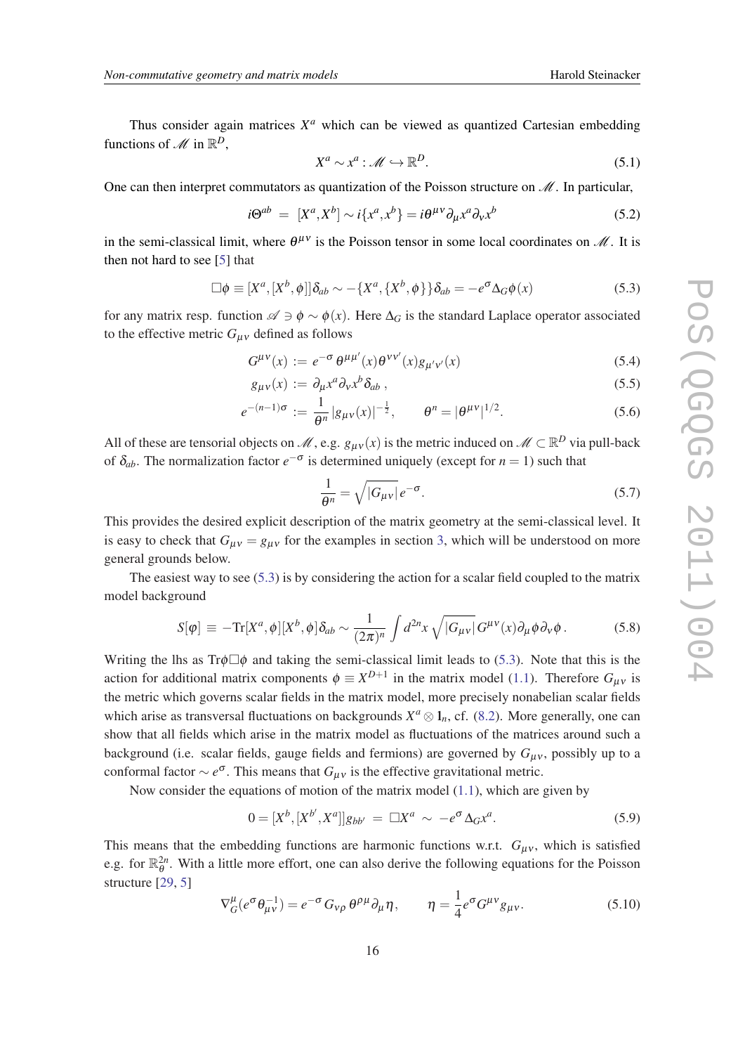Thus consider again matrices $X^a$ which can be viewed as quantized Cartesian embedding functions of $\mathscr{M}$ in $\mathbb{R}^D$,

$$X^a \sim x^a : \mathscr{M} \hookrightarrow \mathbb{R}^D. \tag{5.1}$$

One can then interpret commutators as quantization of the Poisson structure on $\mathscr{M}$. In particular,

$$i\Theta^{ab} \;=\; [X^a, X^b] \sim i\{x^a, x^b\} = i\theta^{\mu\nu}\partial_\mu x^a \partial_\nu x^b \tag{5.2}$$

in the semi-classical limit, where $\theta^{\mu\nu}$ is the Poisson tensor in some local coordinates on $\mathscr{M}$. It is then not hard to see [5] that

$$\Box\phi \equiv [X^a,[X^b,\phi]]\delta_{ab} \sim -\{X^a,\{X^b,\phi\}\}\delta_{ab} = -e^{\sigma}\Delta_G\phi(x) \tag{5.3}$$

for any matrix resp. function $\mathscr{A} \ni \phi \sim \phi(x)$. Here $\Delta_G$ is the standard Laplace operator associated to the effective metric $G_{\mu\nu}$ defined as follows

$$G^{\mu\nu}(x) \;:=\; e^{-\sigma}\,\theta^{\mu\mu'}(x)\theta^{\nu\nu'}(x)g_{\mu'\nu'}(x) \tag{5.4}$$

$$g_{\mu\nu}(x) \;:=\; \partial_\mu x^a \partial_\nu x^b \delta_{ab}\,, \tag{5.5}$$

$$e^{-(n-1)\sigma} \;:=\; \frac{1}{\theta^n}\,|g_{\mu\nu}(x)|^{-\frac{1}{2}}, \qquad \theta^n = |\theta^{\mu\nu}|^{1/2}. \tag{5.6}$$

All of these are tensorial objects on $\mathscr{M}$, e.g. $g_{\mu\nu}(x)$ is the metric induced on $\mathscr{M} \subset \mathbb{R}^D$ via pull-back of $\delta_{ab}$. The normalization factor $e^{-\sigma}$ is determined uniquely (except for $n = 1$) such that

$$\frac{1}{\theta^n} = \sqrt{|G_{\mu\nu}|}\,e^{-\sigma}. \tag{5.7}$$

This provides the desired explicit description of the matrix geometry at the semi-classical level. It is easy to check that $G_{\mu\nu} = g_{\mu\nu}$ for the examples in section 3, which will be understood on more general grounds below.

The easiest way to see (5.3) is by considering the action for a scalar field coupled to the matrix model background

$$S[\varphi] \;\equiv\; -\mathrm{Tr}[X^a,\phi][X^b,\phi]\delta_{ab} \sim \frac{1}{(2\pi)^n}\int d^{2n}x\,\sqrt{|G_{\mu\nu}|}\,G^{\mu\nu}(x)\partial_\mu\phi\partial_\nu\phi\,. \tag{5.8}$$

Writing the lhs as $\mathrm{Tr}\phi\Box\phi$ and taking the semi-classical limit leads to (5.3). Note that this is the action for additional matrix components $\phi \equiv X^{D+1}$ in the matrix model (1.1). Therefore $G_{\mu\nu}$ is the metric which governs scalar fields in the matrix model, more precisely nonabelian scalar fields which arise as transversal fluctuations on backgrounds $X^a \otimes 1_n$, cf. (8.2). More generally, one can show that all fields which arise in the matrix model as fluctuations of the matrices around such a background (i.e. scalar fields, gauge fields and fermions) are governed by $G_{\mu\nu}$, possibly up to a conformal factor $\sim e^{\sigma}$. This means that $G_{\mu\nu}$ is the effective gravitational metric.

Now consider the equations of motion of the matrix model (1.1), which are given by

$$0 = [X^b,[X^{b'},X^a]]g_{bb'} \;=\; \Box X^a \;\sim\; -e^{\sigma}\Delta_G x^a. \tag{5.9}$$

This means that the embedding functions are harmonic functions w.r.t. $G_{\mu\nu}$, which is satisfied e.g. for $\mathbb{R}^{2n}_\theta$. With a little more effort, one can also derive the following equations for the Poisson structure [29, 5]

$$\nabla^\mu_G(e^{\sigma}\theta^{-1}_{\mu\nu}) = e^{-\sigma}\,G_{\nu\rho}\,\theta^{\rho\mu}\partial_\mu\eta, \qquad \eta = \frac{1}{4}e^{\sigma}G^{\mu\nu}g_{\mu\nu}. \tag{5.10}$$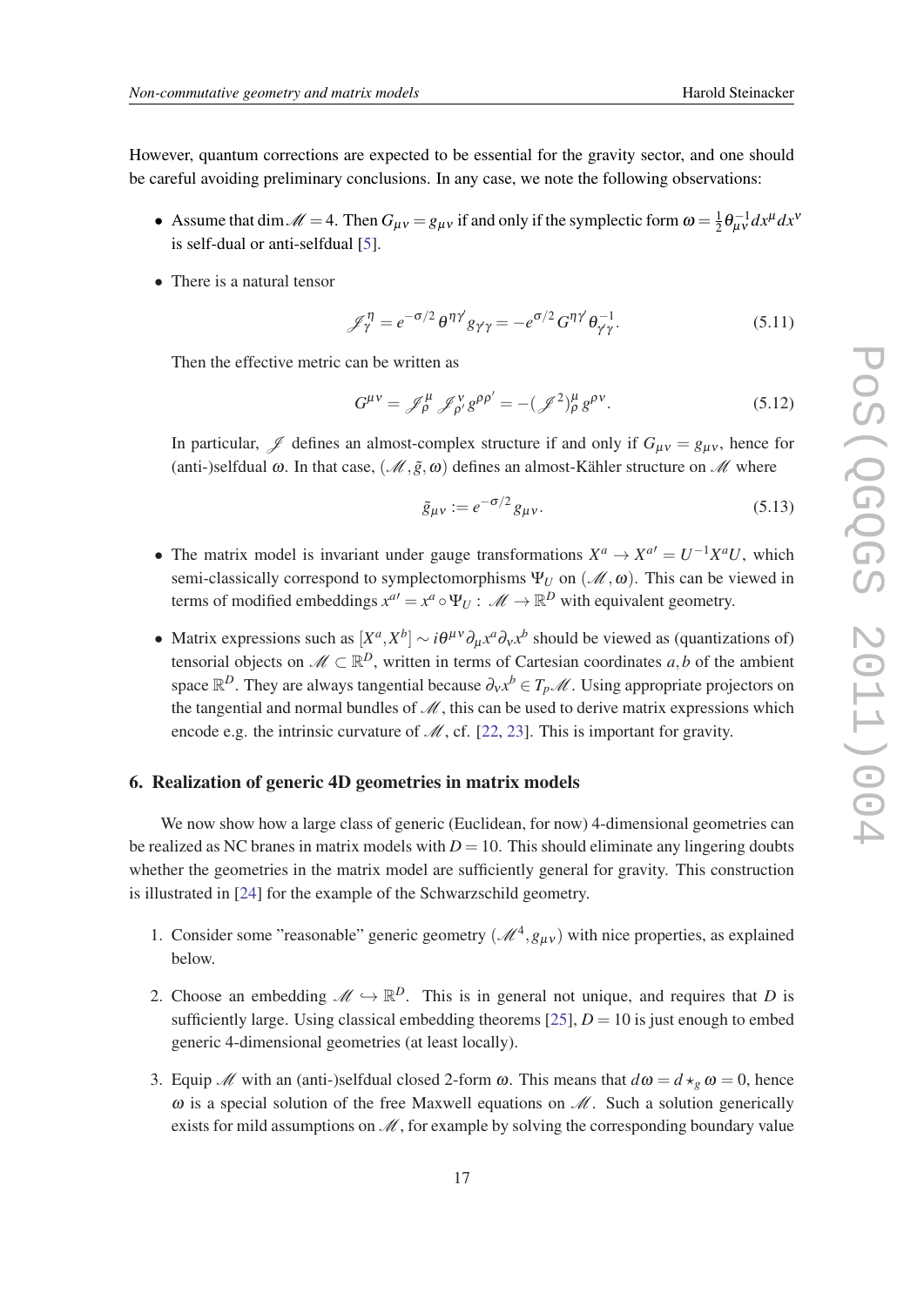However, quantum corrections are expected to be essential for the gravity sector, and one should be careful avoiding preliminary conclusions. In any case, we note the following observations:

- Assume that $\dim \mathscr{M} = 4$. Then $G_{\mu\nu} = g_{\mu\nu}$ if and only if the symplectic form $\omega = \frac{1}{2}\theta^{-1}_{\mu\nu} dx^\mu dx^\nu$ is self-dual or anti-selfdual [5].
- There is a natural tensor

$$\mathscr{J}_\gamma^{\ \eta} = e^{-\sigma/2}\,\theta^{\eta\gamma'} g_{\gamma'\gamma} = -e^{\sigma/2}\, G^{\eta\gamma'}\theta^{-1}_{\gamma'\gamma}. \tag{5.11}$$

  Then the effective metric can be written as

$$G^{\mu\nu} = \mathscr{J}_\rho^{\ \mu}\,\mathscr{J}_{\rho'}^{\ \nu} g^{\rho\rho'} = -(\mathscr{J}^2)_\rho^{\ \mu} g^{\rho\nu}. \tag{5.12}$$

  In particular, $\mathscr{J}$ defines an almost-complex structure if and only if $G_{\mu\nu} = g_{\mu\nu}$, hence for (anti-)selfdual $\omega$. In that case, $(\mathscr{M}, \tilde{g}, \omega)$ defines an almost-Kähler structure on $\mathscr{M}$ where

$$\tilde{g}_{\mu\nu} := e^{-\sigma/2} g_{\mu\nu}. \tag{5.13}$$

- The matrix model is invariant under gauge transformations $X^a \to X^{a\prime} = U^{-1}X^a U$, which semi-classically correspond to symplectomorphisms $\Psi_U$ on $(\mathscr{M}, \omega)$. This can be viewed in terms of modified embeddings $x^{a\prime} = x^a \circ \Psi_U : \mathscr{M} \to \mathbb{R}^D$ with equivalent geometry.
- Matrix expressions such as $[X^a, X^b] \sim i\theta^{\mu\nu}\partial_\mu x^a \partial_\nu x^b$ should be viewed as (quantizations of) tensorial objects on $\mathscr{M} \subset \mathbb{R}^D$, written in terms of Cartesian coordinates $a,b$ of the ambient space $\mathbb{R}^D$. They are always tangential because $\partial_\nu x^b \in T_p\mathscr{M}$. Using appropriate projectors on the tangential and normal bundles of $\mathscr{M}$, this can be used to derive matrix expressions which encode e.g. the intrinsic curvature of $\mathscr{M}$, cf. [22, 23]. This is important for gravity.

## 6. Realization of generic 4D geometries in matrix models

We now show how a large class of generic (Euclidean, for now) 4-dimensional geometries can be realized as NC branes in matrix models with $D = 10$. This should eliminate any lingering doubts whether the geometries in the matrix model are sufficiently general for gravity. This construction is illustrated in [24] for the example of the Schwarzschild geometry.

1. Consider some "reasonable" generic geometry $(\mathscr{M}^4, g_{\mu\nu})$ with nice properties, as explained below.
2. Choose an embedding $\mathscr{M} \hookrightarrow \mathbb{R}^D$. This is in general not unique, and requires that $D$ is sufficiently large. Using classical embedding theorems [25], $D = 10$ is just enough to embed generic 4-dimensional geometries (at least locally).
3. Equip $\mathscr{M}$ with an (anti-)selfdual closed 2-form $\omega$. This means that $d\omega = d\star_g \omega = 0$, hence $\omega$ is a special solution of the free Maxwell equations on $\mathscr{M}$. Such a solution generically exists for mild assumptions on $\mathscr{M}$, for example by solving the corresponding boundary value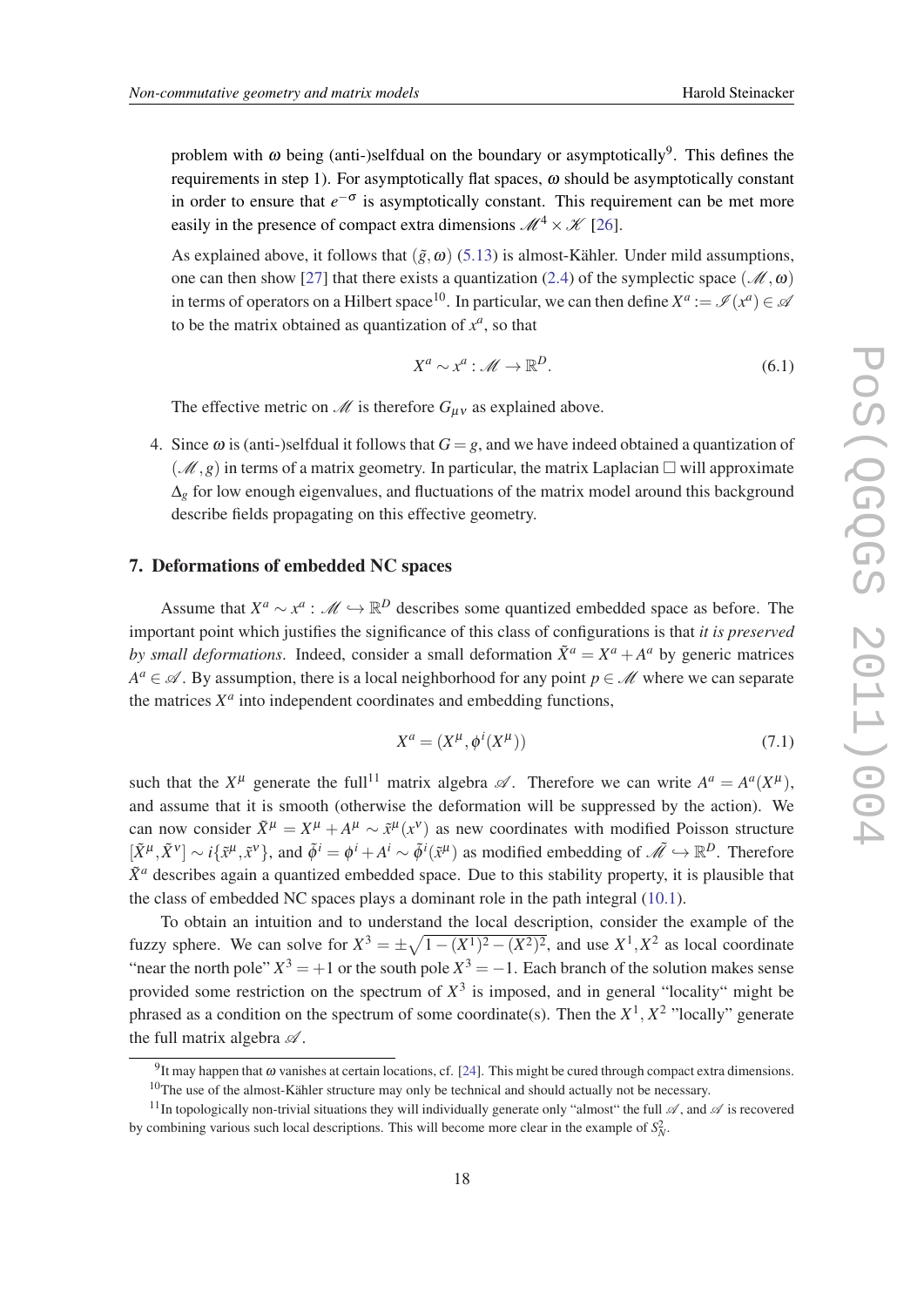problem with $\omega$ being (anti-)selfdual on the boundary or asymptotically[9]. This defines the requirements in step 1). For asymptotically flat spaces, $\omega$ should be asymptotically constant in order to ensure that $e^{-\sigma}$ is asymptotically constant. This requirement can be met more easily in the presence of compact extra dimensions $\mathscr{M}^4 \times \mathscr{K}$ [26].

As explained above, it follows that $(\tilde{g}, \omega)$ (5.13) is almost-Kähler. Under mild assumptions, one can then show [27] that there exists a quantization (2.4) of the symplectic space $(\mathscr{M}, \omega)$ in terms of operators on a Hilbert space[10]. In particular, we can then define $X^a := \mathscr{I}(x^a) \in \mathscr{A}$ to be the matrix obtained as quantization of $x^a$, so that

$$X^a \sim x^a : \mathscr{M} \to \mathbb{R}^D. \tag{6.1}$$

The effective metric on $\mathscr{M}$ is therefore $G_{\mu\nu}$ as explained above.

4. Since $\omega$ is (anti-)selfdual it follows that $G = g$, and we have indeed obtained a quantization of $(\mathscr{M}, g)$ in terms of a matrix geometry. In particular, the matrix Laplacian $\Box$ will approximate $\Delta_g$ for low enough eigenvalues, and fluctuations of the matrix model around this background describe fields propagating on this effective geometry.

## 7. Deformations of embedded NC spaces

Assume that $X^a \sim x^a : \mathscr{M} \hookrightarrow \mathbb{R}^D$ describes some quantized embedded space as before. The important point which justifies the significance of this class of configurations is that *it is preserved by small deformations*. Indeed, consider a small deformation $\tilde{X}^a = X^a + A^a$ by generic matrices $A^a \in \mathscr{A}$. By assumption, there is a local neighborhood for any point $p \in \mathscr{M}$ where we can separate the matrices $X^a$ into independent coordinates and embedding functions,

$$X^a = (X^\mu, \phi^i(X^\mu)) \tag{7.1}$$

such that the $X^\mu$ generate the full[11] matrix algebra $\mathscr{A}$. Therefore we can write $A^a = A^a(X^\mu)$, and assume that it is smooth (otherwise the deformation will be suppressed by the action). We can now consider $\tilde{X}^\mu = X^\mu + A^\mu \sim \tilde{x}^\mu(x^\nu)$ as new coordinates with modified Poisson structure $[\tilde{X}^\mu, \tilde{X}^\nu] \sim i\{\tilde{x}^\mu, \tilde{x}^\nu\}$, and $\tilde{\phi}^i = \phi^i + A^i \sim \tilde{\phi}^i(\tilde{x}^\mu)$ as modified embedding of $\tilde{\mathscr{M}} \hookrightarrow \mathbb{R}^D$. Therefore $\tilde{X}^a$ describes again a quantized embedded space. Due to this stability property, it is plausible that the class of embedded NC spaces plays a dominant role in the path integral (10.1).

To obtain an intuition and to understand the local description, consider the example of the fuzzy sphere. We can solve for $X^3 = \pm\sqrt{1-(X^1)^2-(X^2)^2}$, and use $X^1, X^2$ as local coordinate "near the north pole" $X^3 = +1$ or the south pole $X^3 = -1$. Each branch of the solution makes sense provided some restriction on the spectrum of $X^3$ is imposed, and in general "locality" might be phrased as a condition on the spectrum of some coordinate(s). Then the $X^1, X^2$ "locally" generate the full matrix algebra $\mathscr{A}$.

[9] It may happen that $\omega$ vanishes at certain locations, cf. [24]. This might be cured through compact extra dimensions.

[10] The use of the almost-Kähler structure may only be technical and should actually not be necessary.

[11] In topologically non-trivial situations they will individually generate only "almost" the full $\mathscr{A}$, and $\mathscr{A}$ is recovered by combining various such local descriptions. This will become more clear in the example of $S^2_N$.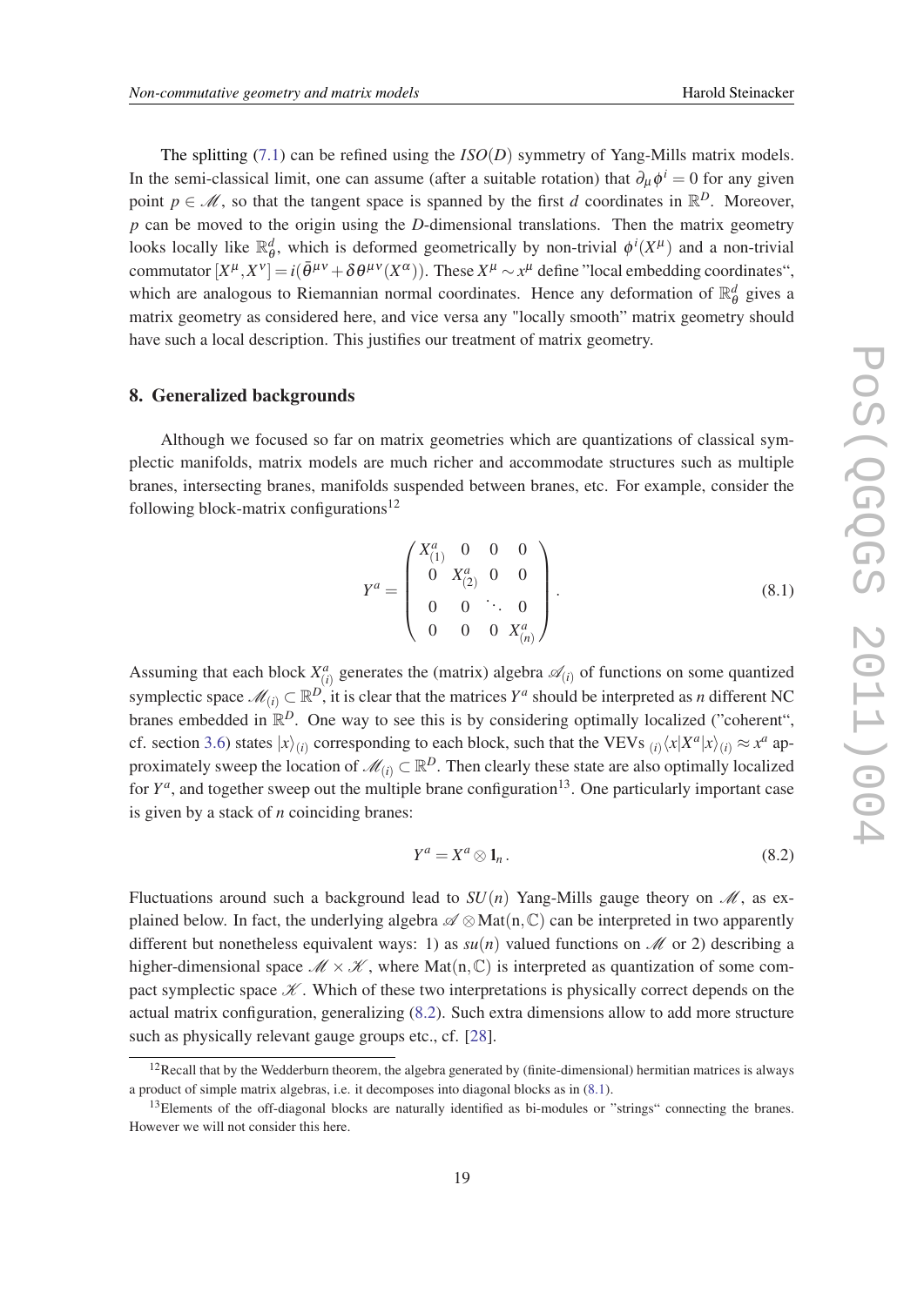The splitting (7.1) can be refined using the $ISO(D)$ symmetry of Yang-Mills matrix models. In the semi-classical limit, one can assume (after a suitable rotation) that $\partial_\mu \phi^i = 0$ for any given point $p \in \mathcal{M}$, so that the tangent space is spanned by the first $d$ coordinates in $\mathbb{R}^D$. Moreover, $p$ can be moved to the origin using the $D$-dimensional translations. Then the matrix geometry looks locally like $\mathbb{R}^d_\theta$, which is deformed geometrically by non-trivial $\phi^i(X^\mu)$ and a non-trivial commutator $[X^\mu, X^\nu] = i(\bar\theta^{\mu\nu} + \delta\theta^{\mu\nu}(X^\alpha))$. These $X^\mu \sim x^\mu$ define "local embedding coordinates", which are analogous to Riemannian normal coordinates. Hence any deformation of $\mathbb{R}^d_\theta$ gives a matrix geometry as considered here, and vice versa any "locally smooth" matrix geometry should have such a local description. This justifies our treatment of matrix geometry.

## 8. Generalized backgrounds

Although we focused so far on matrix geometries which are quantizations of classical symplectic manifolds, matrix models are much richer and accommodate structures such as multiple branes, intersecting branes, manifolds suspended between branes, etc. For example, consider the following block-matrix configurations[12]

$$Y^a = \begin{pmatrix} X^a_{(1)} & 0 & 0 & 0 \\ 0 & X^a_{(2)} & 0 & 0 \\ 0 & 0 & \ddots & 0 \\ 0 & 0 & 0 & X^a_{(n)} \end{pmatrix}. \tag{8.1}$$

Assuming that each block $X^a_{(i)}$ generates the (matrix) algebra $\mathcal{A}_{(i)}$ of functions on some quantized symplectic space $\mathcal{M}_{(i)} \subset \mathbb{R}^D$, it is clear that the matrices $Y^a$ should be interpreted as $n$ different NC branes embedded in $\mathbb{R}^D$. One way to see this is by considering optimally localized ("coherent", cf. section 3.6) states $|x\rangle_{(i)}$ corresponding to each block, such that the VEVs ${}_{(i)}\langle x|X^a|x\rangle_{(i)} \approx x^a$ approximately sweep the location of $\mathcal{M}_{(i)} \subset \mathbb{R}^D$. Then clearly these state are also optimally localized for $Y^a$, and together sweep out the multiple brane configuration[13]. One particularly important case is given by a stack of $n$ coinciding branes:

$$Y^a = X^a \otimes \mathbf{1}_n \,. \tag{8.2}$$

Fluctuations around such a background lead to $SU(n)$ Yang-Mills gauge theory on $\mathcal{M}$, as explained below. In fact, the underlying algebra $\mathcal{A} \otimes \mathrm{Mat}(\mathrm{n}, \mathbb{C})$ can be interpreted in two apparently different but nonetheless equivalent ways: 1) as $su(n)$ valued functions on $\mathcal{M}$ or 2) describing a higher-dimensional space $\mathcal{M} \times \mathcal{K}$, where $\mathrm{Mat}(\mathrm{n}, \mathbb{C})$ is interpreted as quantization of some compact symplectic space $\mathcal{K}$. Which of these two interpretations is physically correct depends on the actual matrix configuration, generalizing (8.2). Such extra dimensions allow to add more structure such as physically relevant gauge groups etc., cf. [28].

[12] Recall that by the Wedderburn theorem, the algebra generated by (finite-dimensional) hermitian matrices is always a product of simple matrix algebras, i.e. it decomposes into diagonal blocks as in (8.1).

[13] Elements of the off-diagonal blocks are naturally identified as bi-modules or "strings" connecting the branes. However we will not consider this here.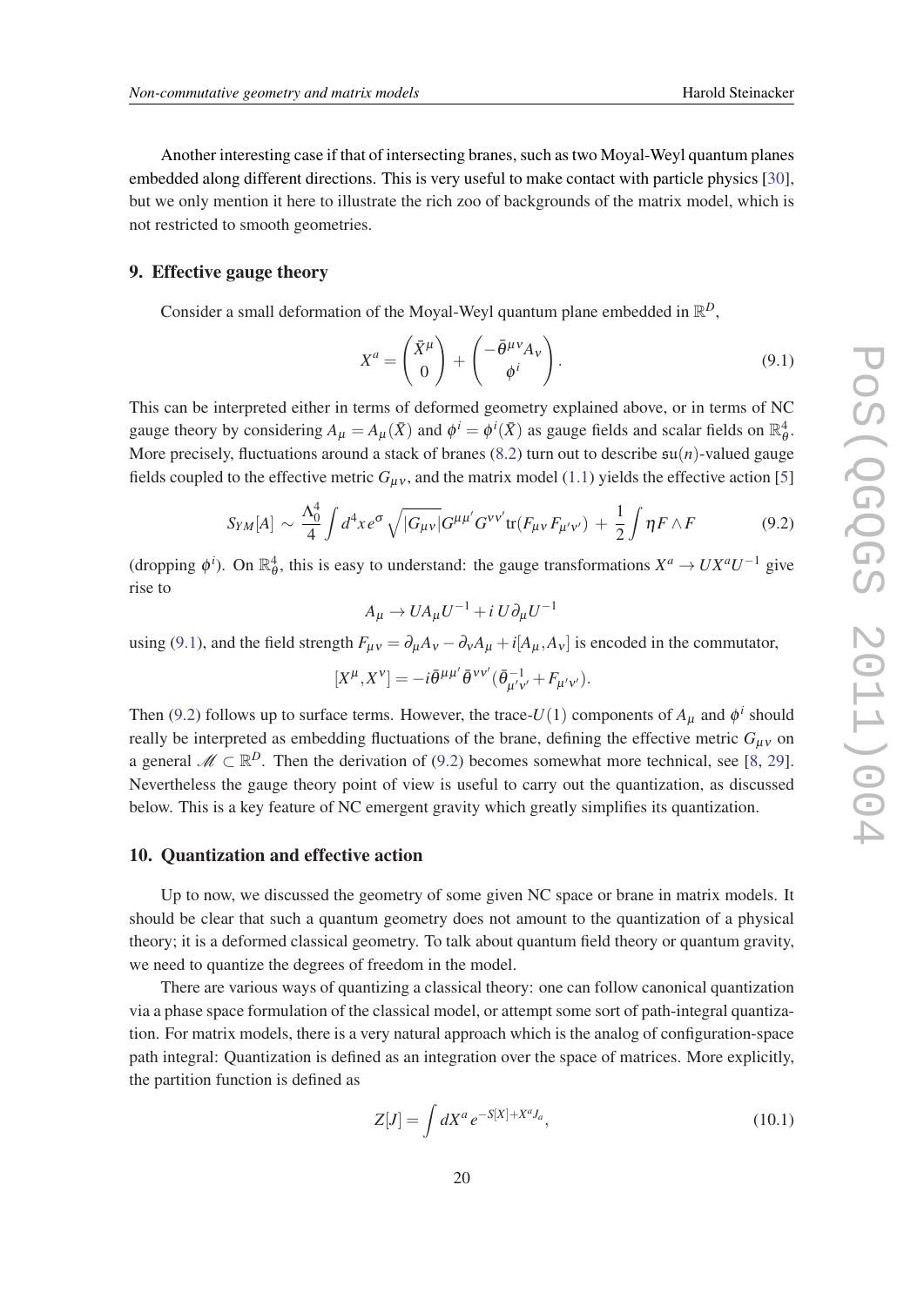Another interesting case if that of intersecting branes, such as two Moyal-Weyl quantum planes embedded along different directions. This is very useful to make contact with particle physics [30], but we only mention it here to illustrate the rich zoo of backgrounds of the matrix model, which is not restricted to smooth geometries.

## 9. Effective gauge theory

Consider a small deformation of the Moyal-Weyl quantum plane embedded in $\mathbb{R}^D$,

$$X^a = \begin{pmatrix} \bar{X}^\mu \\ 0 \end{pmatrix} + \begin{pmatrix} -\bar{\theta}^{\mu\nu} A_\nu \\ \phi^i \end{pmatrix}. \tag{9.1}$$

This can be interpreted either in terms of deformed geometry explained above, or in terms of NC gauge theory by considering $A_\mu = A_\mu(\bar{X})$ and $\phi^i = \phi^i(\bar{X})$ as gauge fields and scalar fields on $\mathbb{R}^4_\theta$. More precisely, fluctuations around a stack of branes (8.2) turn out to describe $\mathfrak{su}(n)$-valued gauge fields coupled to the effective metric $G_{\mu\nu}$, and the matrix model (1.1) yields the effective action [5]

$$S_{YM}[A] \sim \frac{\Lambda_0^4}{4} \int d^4x\, e^\sigma \sqrt{|G_{\mu\nu}|} G^{\mu\mu'} G^{\nu\nu'} \mathrm{tr}(F_{\mu\nu} F_{\mu'\nu'}) + \frac{1}{2} \int \eta F \wedge F \tag{9.2}$$

(dropping $\phi^i$). On $\mathbb{R}^4_\theta$, this is easy to understand: the gauge transformations $X^a \to U X^a U^{-1}$ give rise to

$$A_\mu \to U A_\mu U^{-1} + i\, U \partial_\mu U^{-1}$$

using (9.1), and the field strength $F_{\mu\nu} = \partial_\mu A_\nu - \partial_\nu A_\mu + i[A_\mu, A_\nu]$ is encoded in the commutator,

$$[X^\mu, X^\nu] = -i \bar{\theta}^{\mu\mu'} \bar{\theta}^{\nu\nu'} (\bar{\theta}^{-1}_{\mu'\nu'} + F_{\mu'\nu'}).$$

Then (9.2) follows up to surface terms. However, the trace-$U(1)$ components of $A_\mu$ and $\phi^i$ should really be interpreted as embedding fluctuations of the brane, defining the effective metric $G_{\mu\nu}$ on a general $\mathscr{M} \subset \mathbb{R}^D$. Then the derivation of (9.2) becomes somewhat more technical, see [8, 29]. Nevertheless the gauge theory point of view is useful to carry out the quantization, as discussed below. This is a key feature of NC emergent gravity which greatly simplifies its quantization.

## 10. Quantization and effective action

Up to now, we discussed the geometry of some given NC space or brane in matrix models. It should be clear that such a quantum geometry does not amount to the quantization of a physical theory; it is a deformed classical geometry. To talk about quantum field theory or quantum gravity, we need to quantize the degrees of freedom in the model.

There are various ways of quantizing a classical theory: one can follow canonical quantization via a phase space formulation of the classical model, or attempt some sort of path-integral quantization. For matrix models, there is a very natural approach which is the analog of configuration-space path integral: Quantization is defined as an integration over the space of matrices. More explicitly, the partition function is defined as

$$Z[J] = \int dX^a\, e^{-S[X] + X^a J_a}, \tag{10.1}$$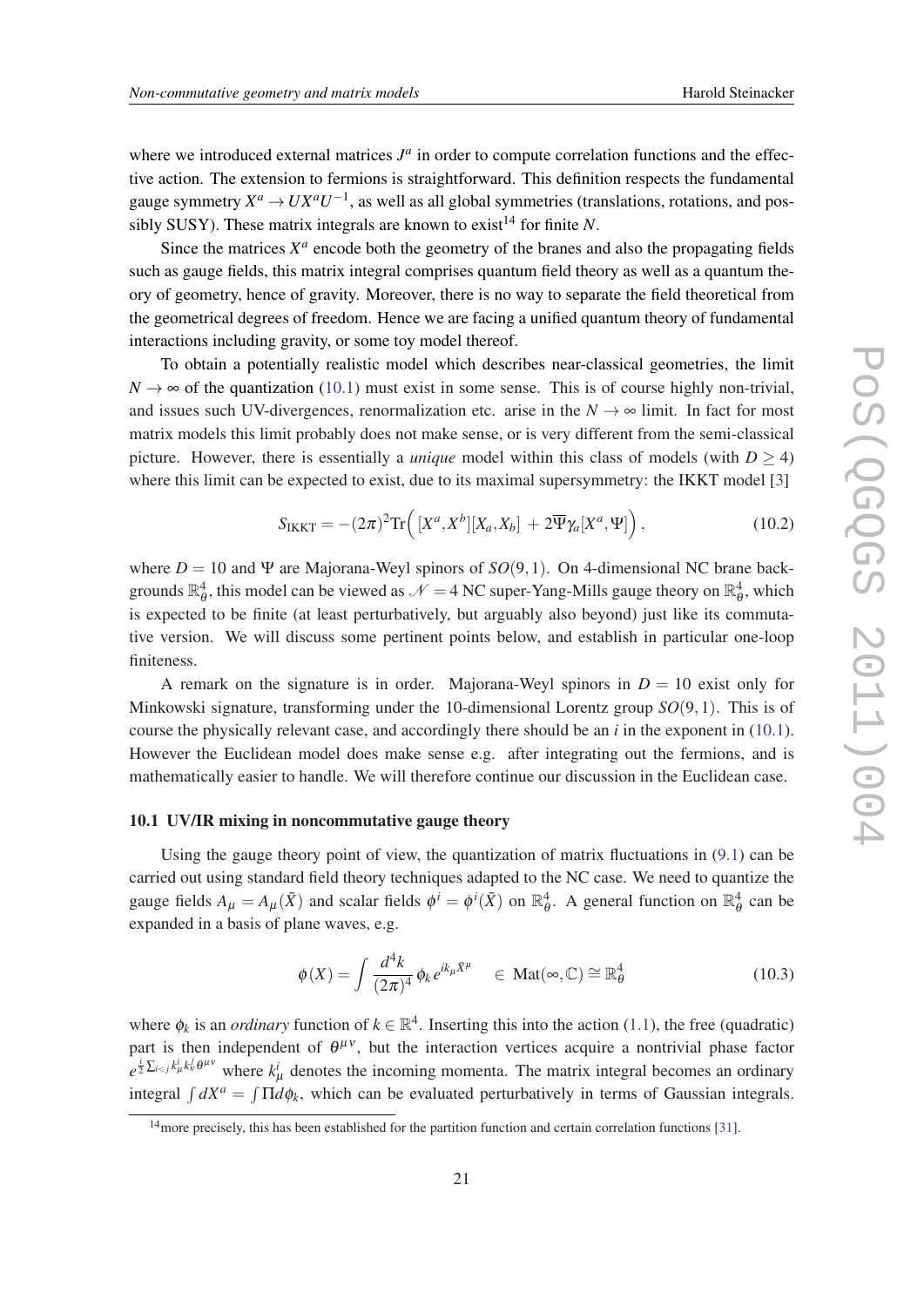where we introduced external matrices $J^a$ in order to compute correlation functions and the effective action. The extension to fermions is straightforward. This definition respects the fundamental gauge symmetry $X^a \to UX^aU^{-1}$, as well as all global symmetries (translations, rotations, and possibly SUSY). These matrix integrals are known to exist[14] for finite $N$.

Since the matrices $X^a$ encode both the geometry of the branes and also the propagating fields such as gauge fields, this matrix integral comprises quantum field theory as well as a quantum theory of geometry, hence of gravity. Moreover, there is no way to separate the field theoretical from the geometrical degrees of freedom. Hence we are facing a unified quantum theory of fundamental interactions including gravity, or some toy model thereof.

To obtain a potentially realistic model which describes near-classical geometries, the limit $N \to \infty$ of the quantization (10.1) must exist in some sense. This is of course highly non-trivial, and issues such UV-divergences, renormalization etc. arise in the $N \to \infty$ limit. In fact for most matrix models this limit probably does not make sense, or is very different from the semi-classical picture. However, there is essentially a *unique* model within this class of models (with $D \geq 4$) where this limit can be expected to exist, due to its maximal supersymmetry: the IKKT model [3]

$$S_{\rm IKKT} = -(2\pi)^2 \mathrm{Tr}\Big( [X^a, X^b][X_a, X_b] \, + 2\overline{\Psi}\gamma_a[X^a, \Psi] \Big)\,, \tag{10.2}$$

where $D = 10$ and $\Psi$ are Majorana-Weyl spinors of $SO(9,1)$. On 4-dimensional NC brane backgrounds $\mathbb{R}^4_\theta$, this model can be viewed as $\mathcal{N} = 4$ NC super-Yang-Mills gauge theory on $\mathbb{R}^4_\theta$, which is expected to be finite (at least perturbatively, but arguably also beyond) just like its commutative version. We will discuss some pertinent points below, and establish in particular one-loop finiteness.

A remark on the signature is in order. Majorana-Weyl spinors in $D = 10$ exist only for Minkowski signature, transforming under the 10-dimensional Lorentz group $SO(9,1)$. This is of course the physically relevant case, and accordingly there should be an $i$ in the exponent in (10.1). However the Euclidean model does make sense e.g. after integrating out the fermions, and is mathematically easier to handle. We will therefore continue our discussion in the Euclidean case.

### 10.1 UV/IR mixing in noncommutative gauge theory

Using the gauge theory point of view, the quantization of matrix fluctuations in (9.1) can be carried out using standard field theory techniques adapted to the NC case. We need to quantize the gauge fields $A_\mu = A_\mu(\bar{X})$ and scalar fields $\phi^i = \phi^i(\bar{X})$ on $\mathbb{R}^4_\theta$. A general function on $\mathbb{R}^4_\theta$ can be expanded in a basis of plane waves, e.g.

$$\phi(X) = \int \frac{d^4k}{(2\pi)^4}\, \phi_k \, e^{ik_\mu \bar{X}^\mu} \quad \in \mathrm{Mat}(\infty, \mathbb{C}) \cong \mathbb{R}^4_\theta \tag{10.3}$$

where $\phi_k$ is an *ordinary* function of $k \in \mathbb{R}^4$. Inserting this into the action (1.1), the free (quadratic) part is then independent of $\theta^{\mu\nu}$, but the interaction vertices acquire a nontrivial phase factor $e^{\frac{i}{2}\sum_{i<j} k^i_\mu k^j_\nu \theta^{\mu\nu}}$ where $k^i_\mu$ denotes the incoming momenta. The matrix integral becomes an ordinary integral $\int dX^a = \int \Pi d\phi_k$, which can be evaluated perturbatively in terms of Gaussian integrals.

[14] more precisely, this has been established for the partition function and certain correlation functions [31].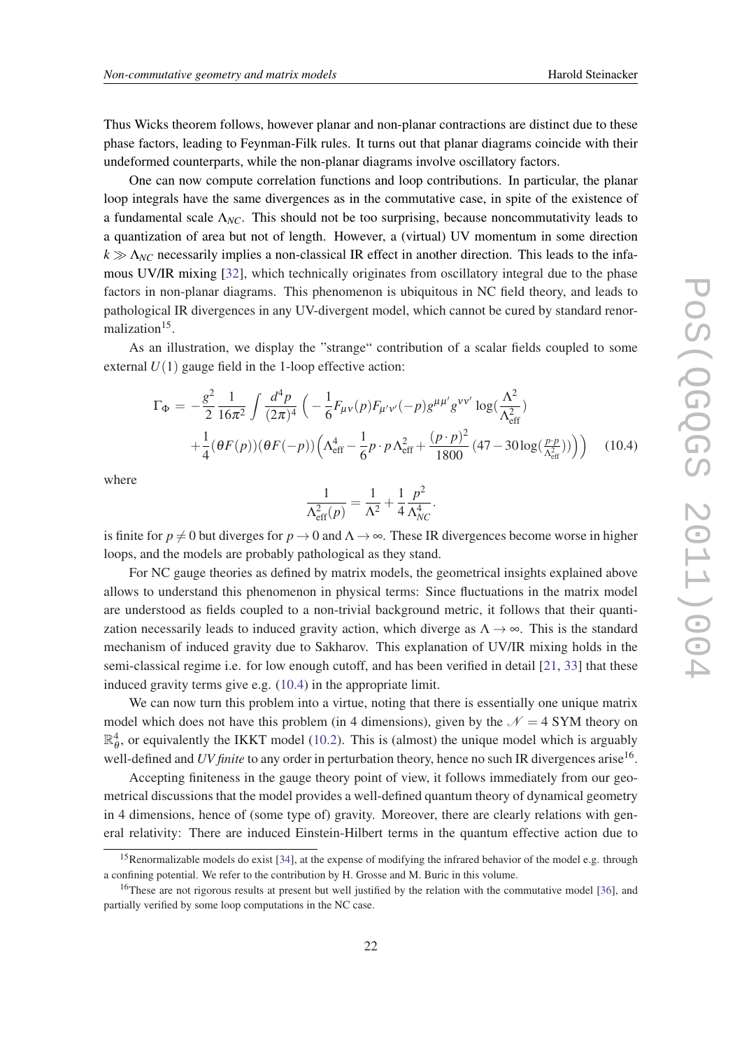Thus Wicks theorem follows, however planar and non-planar contractions are distinct due to these phase factors, leading to Feynman-Filk rules. It turns out that planar diagrams coincide with their undeformed counterparts, while the non-planar diagrams involve oscillatory factors.

One can now compute correlation functions and loop contributions. In particular, the planar loop integrals have the same divergences as in the commutative case, in spite of the existence of a fundamental scale $\Lambda_{NC}$. This should not be too surprising, because noncommutativity leads to a quantization of area but not of length. However, a (virtual) UV momentum in some direction $k \gg \Lambda_{NC}$ necessarily implies a non-classical IR effect in another direction. This leads to the infamous UV/IR mixing [32], which technically originates from oscillatory integral due to the phase factors in non-planar diagrams. This phenomenon is ubiquitous in NC field theory, and leads to pathological IR divergences in any UV-divergent model, which cannot be cured by standard renormalization[15].

As an illustration, we display the "strange" contribution of a scalar fields coupled to some external $U(1)$ gauge field in the 1-loop effective action:

$$
\begin{aligned}
\Gamma_\Phi = & -\frac{g^2}{2}\frac{1}{16\pi^2}\int\frac{d^4p}{(2\pi)^4}\Big(-\frac{1}{6}F_{\mu\nu}(p)F_{\mu'\nu'}(-p)g^{\mu\mu'}g^{\nu\nu'}\log(\frac{\Lambda^2}{\Lambda_{\rm eff}^2}) \\
& +\frac{1}{4}(\theta F(p))(\theta F(-p))\Big(\Lambda_{\rm eff}^4 - \frac{1}{6}p\cdot p\,\Lambda_{\rm eff}^2 + \frac{(p\cdot p)^2}{1800}\,(47 - 30\log(\tfrac{p\cdot p}{\Lambda_{\rm eff}^2}))\Big)\Big) \qquad (10.4)
\end{aligned}
$$

where

$$
\frac{1}{\Lambda_{\rm eff}^2(p)} = \frac{1}{\Lambda^2} + \frac{1}{4}\frac{p^2}{\Lambda_{NC}^4}.
$$

is finite for $p \neq 0$ but diverges for $p \to 0$ and $\Lambda \to \infty$. These IR divergences become worse in higher loops, and the models are probably pathological as they stand.

For NC gauge theories as defined by matrix models, the geometrical insights explained above allows to understand this phenomenon in physical terms: Since fluctuations in the matrix model are understood as fields coupled to a non-trivial background metric, it follows that their quantization necessarily leads to induced gravity action, which diverge as $\Lambda \to \infty$. This is the standard mechanism of induced gravity due to Sakharov. This explanation of UV/IR mixing holds in the semi-classical regime i.e. for low enough cutoff, and has been verified in detail [21, 33] that these induced gravity terms give e.g. (10.4) in the appropriate limit.

We can now turn this problem into a virtue, noting that there is essentially one unique matrix model which does not have this problem (in 4 dimensions), given by the $\mathcal{N} = 4$ SYM theory on $\mathbb{R}^4_\theta$, or equivalently the IKKT model (10.2). This is (almost) the unique model which is arguably well-defined and *UV finite* to any order in perturbation theory, hence no such IR divergences arise[16].

Accepting finiteness in the gauge theory point of view, it follows immediately from our geometrical discussions that the model provides a well-defined quantum theory of dynamical geometry in 4 dimensions, hence of (some type of) gravity. Moreover, there are clearly relations with general relativity: There are induced Einstein-Hilbert terms in the quantum effective action due to

[15] Renormalizable models do exist [34], at the expense of modifying the infrared behavior of the model e.g. through a confining potential. We refer to the contribution by H. Grosse and M. Buric in this volume.

[16] These are not rigorous results at present but well justified by the relation with the commutative model [36], and partially verified by some loop computations in the NC case.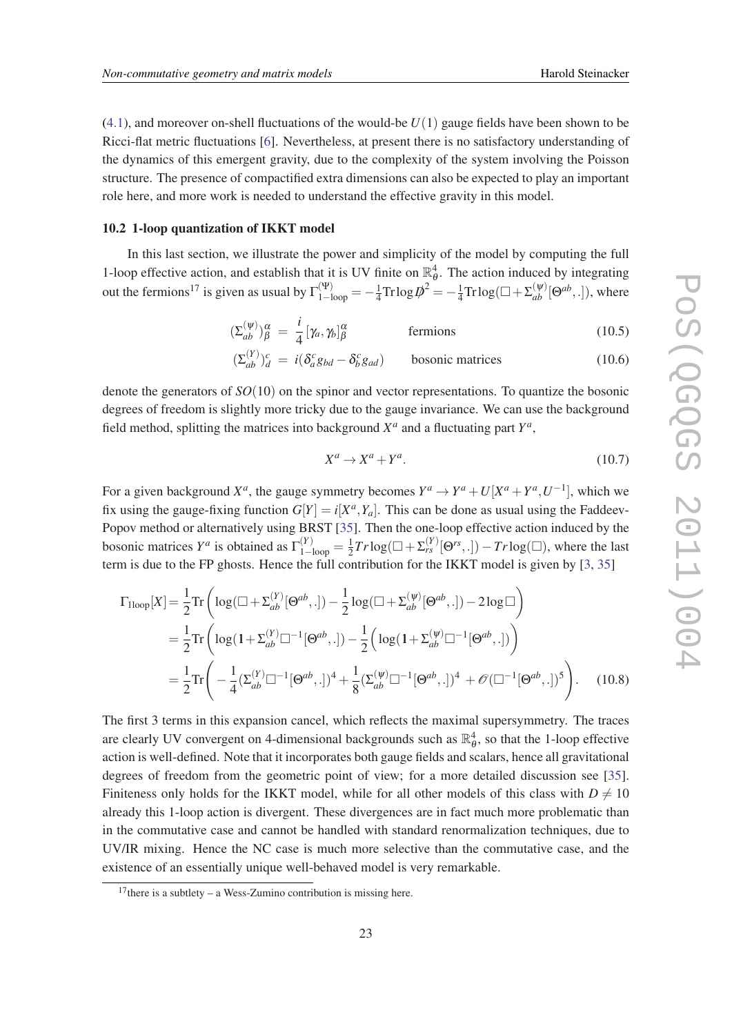(4.1), and moreover on-shell fluctuations of the would-be $U(1)$ gauge fields have been shown to be Ricci-flat metric fluctuations [6]. Nevertheless, at present there is no satisfactory understanding of the dynamics of this emergent gravity, due to the complexity of the system involving the Poisson structure. The presence of compactified extra dimensions can also be expected to play an important role here, and more work is needed to understand the effective gravity in this model.

### 10.2 1-loop quantization of IKKT model

In this last section, we illustrate the power and simplicity of the model by computing the full 1-loop effective action, and establish that it is UV finite on $\mathbb{R}^4_\theta$. The action induced by integrating out the fermions[17] is given as usual by $\Gamma^{(\Psi)}_{1-\text{loop}} = -\frac{1}{4}\text{Tr}\log \not{D}^2 = -\frac{1}{4}\text{Tr}\log(\Box + \Sigma^{(\psi)}_{ab}[\Theta^{ab},.])$, where

$$(\Sigma^{(\psi)}_{ab})^\alpha_\beta \;=\; \frac{i}{4}[\gamma_a,\gamma_b]^\alpha_\beta \qquad\qquad \text{fermions} \tag{10.5}$$

$$(\Sigma^{(Y)}_{ab})^c_d \;=\; i(\delta^c_a g_{bd} - \delta^c_b g_{ad}) \qquad \text{bosonic matrices} \tag{10.6}$$

denote the generators of $SO(10)$ on the spinor and vector representations. To quantize the bosonic degrees of freedom is slightly more tricky due to the gauge invariance. We can use the background field method, splitting the matrices into background $X^a$ and a fluctuating part $Y^a$,

$$X^a \to X^a + Y^a. \tag{10.7}$$

For a given background $X^a$, the gauge symmetry becomes $Y^a \to Y^a + U[X^a + Y^a, U^{-1}]$, which we fix using the gauge-fixing function $G[Y] = i[X^a, Y_a]$. This can be done as usual using the Faddeev-Popov method or alternatively using BRST [35]. Then the one-loop effective action induced by the bosonic matrices $Y^a$ is obtained as $\Gamma^{(Y)}_{1-\text{loop}} = \frac{1}{2}Tr\log(\Box + \Sigma^{(Y)}_{rs}[\Theta^{rs},.]) - Tr\log(\Box)$, where the last term is due to the FP ghosts. Hence the full contribution for the IKKT model is given by [3, 35]

$$\begin{aligned}
\Gamma_{1\text{loop}}[X] &= \frac{1}{2}\text{Tr}\left(\log(\Box + \Sigma^{(Y)}_{ab}[\Theta^{ab},.]) - \frac{1}{2}\log(\Box + \Sigma^{(\psi)}_{ab}[\Theta^{ab},.]) - 2\log\Box\right) \\
&= \frac{1}{2}\text{Tr}\left(\log(\mathbf{1} + \Sigma^{(Y)}_{ab}\Box^{-1}[\Theta^{ab},.]) - \frac{1}{2}\Big(\log(\mathbf{1} + \Sigma^{(\psi)}_{ab}\Box^{-1}[\Theta^{ab},.])\Big)\right) \\
&= \frac{1}{2}\text{Tr}\left(-\frac{1}{4}(\Sigma^{(Y)}_{ab}\Box^{-1}[\Theta^{ab},.])^4 + \frac{1}{8}(\Sigma^{(\psi)}_{ab}\Box^{-1}[\Theta^{ab},.])^4 + \mathscr{O}(\Box^{-1}[\Theta^{ab},.])^5\right).
\end{aligned} \tag{10.8}$$

The first 3 terms in this expansion cancel, which reflects the maximal supersymmetry. The traces are clearly UV convergent on 4-dimensional backgrounds such as $\mathbb{R}^4_\theta$, so that the 1-loop effective action is well-defined. Note that it incorporates both gauge fields and scalars, hence all gravitational degrees of freedom from the geometric point of view; for a more detailed discussion see [35]. Finiteness only holds for the IKKT model, while for all other models of this class with $D \neq 10$ already this 1-loop action is divergent. These divergences are in fact much more problematic than in the commutative case and cannot be handled with standard renormalization techniques, due to UV/IR mixing. Hence the NC case is much more selective than the commutative case, and the existence of an essentially unique well-behaved model is very remarkable.

---

[17] there is a subtlety – a Wess-Zumino contribution is missing here.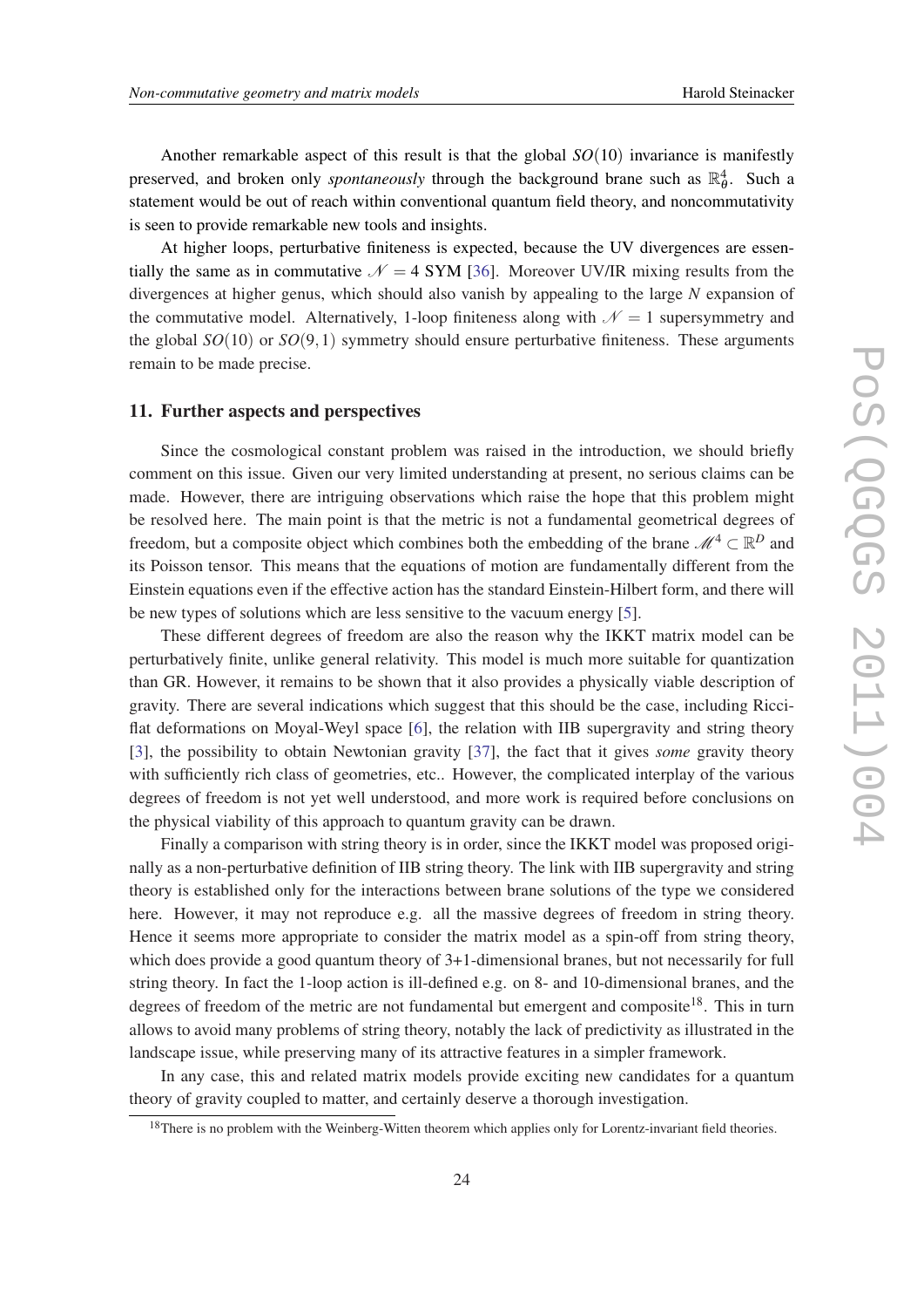Another remarkable aspect of this result is that the global $SO(10)$ invariance is manifestly preserved, and broken only *spontaneously* through the background brane such as $\mathbb{R}^4_\theta$. Such a statement would be out of reach within conventional quantum field theory, and noncommutativity is seen to provide remarkable new tools and insights.

At higher loops, perturbative finiteness is expected, because the UV divergences are essentially the same as in commutative $\mathcal{N} = 4$ SYM [36]. Moreover UV/IR mixing results from the divergences at higher genus, which should also vanish by appealing to the large $N$ expansion of the commutative model. Alternatively, 1-loop finiteness along with $\mathcal{N} = 1$ supersymmetry and the global $SO(10)$ or $SO(9,1)$ symmetry should ensure perturbative finiteness. These arguments remain to be made precise.

## 11. Further aspects and perspectives

Since the cosmological constant problem was raised in the introduction, we should briefly comment on this issue. Given our very limited understanding at present, no serious claims can be made. However, there are intriguing observations which raise the hope that this problem might be resolved here. The main point is that the metric is not a fundamental geometrical degrees of freedom, but a composite object which combines both the embedding of the brane $\mathcal{M}^4 \subset \mathbb{R}^D$ and its Poisson tensor. This means that the equations of motion are fundamentally different from the Einstein equations even if the effective action has the standard Einstein-Hilbert form, and there will be new types of solutions which are less sensitive to the vacuum energy [5].

These different degrees of freedom are also the reason why the IKKT matrix model can be perturbatively finite, unlike general relativity. This model is much more suitable for quantization than GR. However, it remains to be shown that it also provides a physically viable description of gravity. There are several indications which suggest that this should be the case, including Ricci-flat deformations on Moyal-Weyl space [6], the relation with IIB supergravity and string theory [3], the possibility to obtain Newtonian gravity [37], the fact that it gives *some* gravity theory with sufficiently rich class of geometries, etc.. However, the complicated interplay of the various degrees of freedom is not yet well understood, and more work is required before conclusions on the physical viability of this approach to quantum gravity can be drawn.

Finally a comparison with string theory is in order, since the IKKT model was proposed originally as a non-perturbative definition of IIB string theory. The link with IIB supergravity and string theory is established only for the interactions between brane solutions of the type we considered here. However, it may not reproduce e.g. all the massive degrees of freedom in string theory. Hence it seems more appropriate to consider the matrix model as a spin-off from string theory, which does provide a good quantum theory of 3+1-dimensional branes, but not necessarily for full string theory. In fact the 1-loop action is ill-defined e.g. on 8- and 10-dimensional branes, and the degrees of freedom of the metric are not fundamental but emergent and composite[18]. This in turn allows to avoid many problems of string theory, notably the lack of predictivity as illustrated in the landscape issue, while preserving many of its attractive features in a simpler framework.

In any case, this and related matrix models provide exciting new candidates for a quantum theory of gravity coupled to matter, and certainly deserve a thorough investigation.

[18] There is no problem with the Weinberg-Witten theorem which applies only for Lorentz-invariant field theories.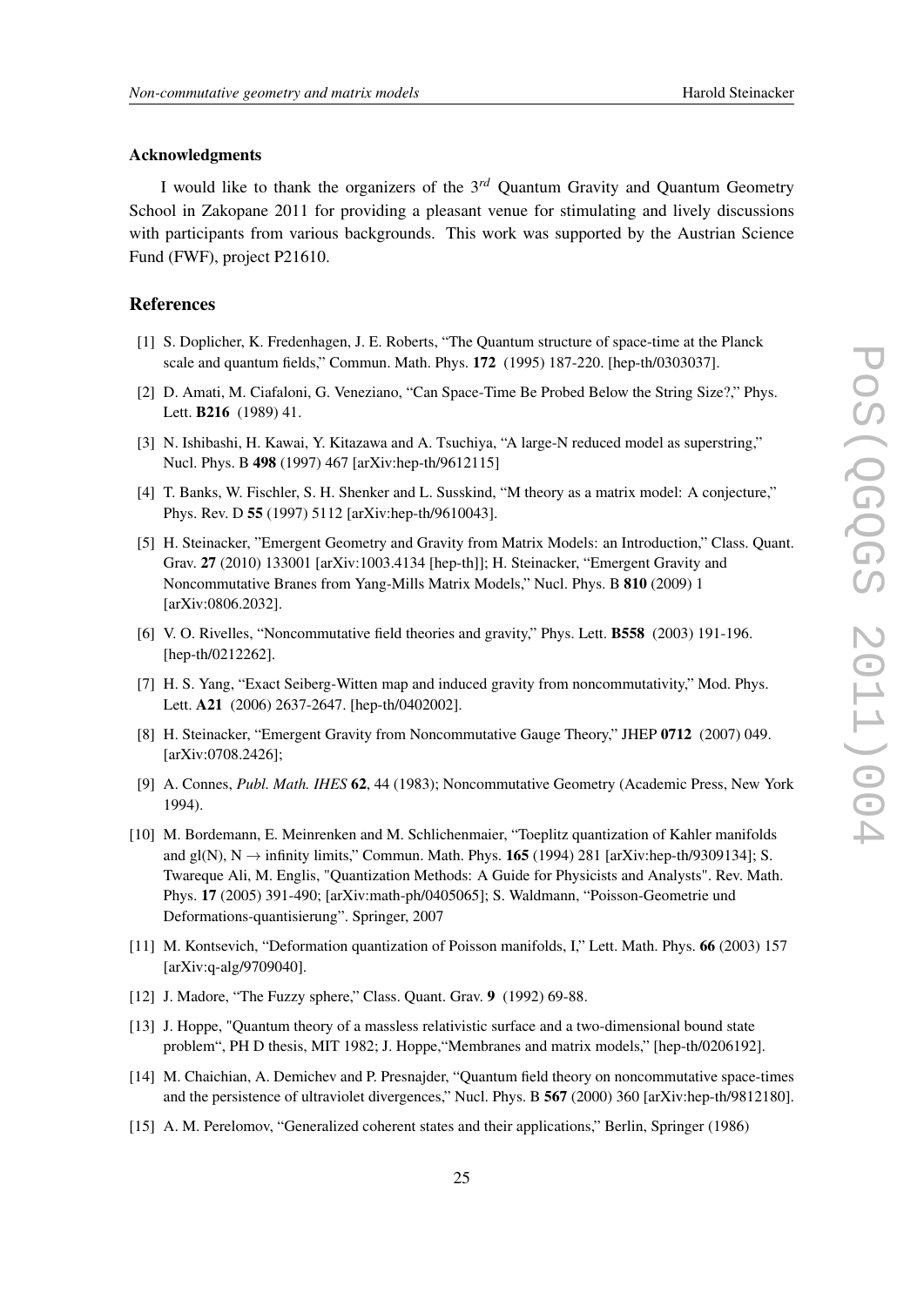### Acknowledgments

I would like to thank the organizers of the $3^{rd}$ Quantum Gravity and Quantum Geometry School in Zakopane 2011 for providing a pleasant venue for stimulating and lively discussions with participants from various backgrounds. This work was supported by the Austrian Science Fund (FWF), project P21610.

## References

[1] S. Doplicher, K. Fredenhagen, J. E. Roberts, "The Quantum structure of space-time at the Planck scale and quantum fields," Commun. Math. Phys. **172** (1995) 187-220. [hep-th/0303037].

[2] D. Amati, M. Ciafaloni, G. Veneziano, "Can Space-Time Be Probed Below the String Size?," Phys. Lett. **B216** (1989) 41.

[3] N. Ishibashi, H. Kawai, Y. Kitazawa and A. Tsuchiya, "A large-N reduced model as superstring," Nucl. Phys. B **498** (1997) 467 [arXiv:hep-th/9612115]

[4] T. Banks, W. Fischler, S. H. Shenker and L. Susskind, "M theory as a matrix model: A conjecture," Phys. Rev. D **55** (1997) 5112 [arXiv:hep-th/9610043].

[5] H. Steinacker, "Emergent Geometry and Gravity from Matrix Models: an Introduction," Class. Quant. Grav. **27** (2010) 133001 [arXiv:1003.4134 [hep-th]]; H. Steinacker, "Emergent Gravity and Noncommutative Branes from Yang-Mills Matrix Models," Nucl. Phys. B **810** (2009) 1 [arXiv:0806.2032].

[6] V. O. Rivelles, "Noncommutative field theories and gravity," Phys. Lett. **B558** (2003) 191-196. [hep-th/0212262].

[7] H. S. Yang, "Exact Seiberg-Witten map and induced gravity from noncommutativity," Mod. Phys. Lett. **A21** (2006) 2637-2647. [hep-th/0402002].

[8] H. Steinacker, "Emergent Gravity from Noncommutative Gauge Theory," JHEP **0712** (2007) 049. [arXiv:0708.2426];

[9] A. Connes, *Publ. Math. IHES* **62**, 44 (1983); Noncommutative Geometry (Academic Press, New York 1994).

[10] M. Bordemann, E. Meinrenken and M. Schlichenmaier, "Toeplitz quantization of Kahler manifolds and gl(N), N $\to$ infinity limits," Commun. Math. Phys. **165** (1994) 281 [arXiv:hep-th/9309134]; S. Twareque Ali, M. Englis, "Quantization Methods: A Guide for Physicists and Analysts". Rev. Math. Phys. **17** (2005) 391-490; [arXiv:math-ph/0405065]; S. Waldmann, "Poisson-Geometrie und Deformations-quantisierung". Springer, 2007

[11] M. Kontsevich, "Deformation quantization of Poisson manifolds, I," Lett. Math. Phys. **66** (2003) 157 [arXiv:q-alg/9709040].

[12] J. Madore, "The Fuzzy sphere," Class. Quant. Grav. **9** (1992) 69-88.

[13] J. Hoppe, "Quantum theory of a massless relativistic surface and a two-dimensional bound state problem", PH D thesis, MIT 1982; J. Hoppe,"Membranes and matrix models," [hep-th/0206192].

[14] M. Chaichian, A. Demichev and P. Presnajder, "Quantum field theory on noncommutative space-times and the persistence of ultraviolet divergences," Nucl. Phys. B **567** (2000) 360 [arXiv:hep-th/9812180].

[15] A. M. Perelomov, "Generalized coherent states and their applications," Berlin, Springer (1986)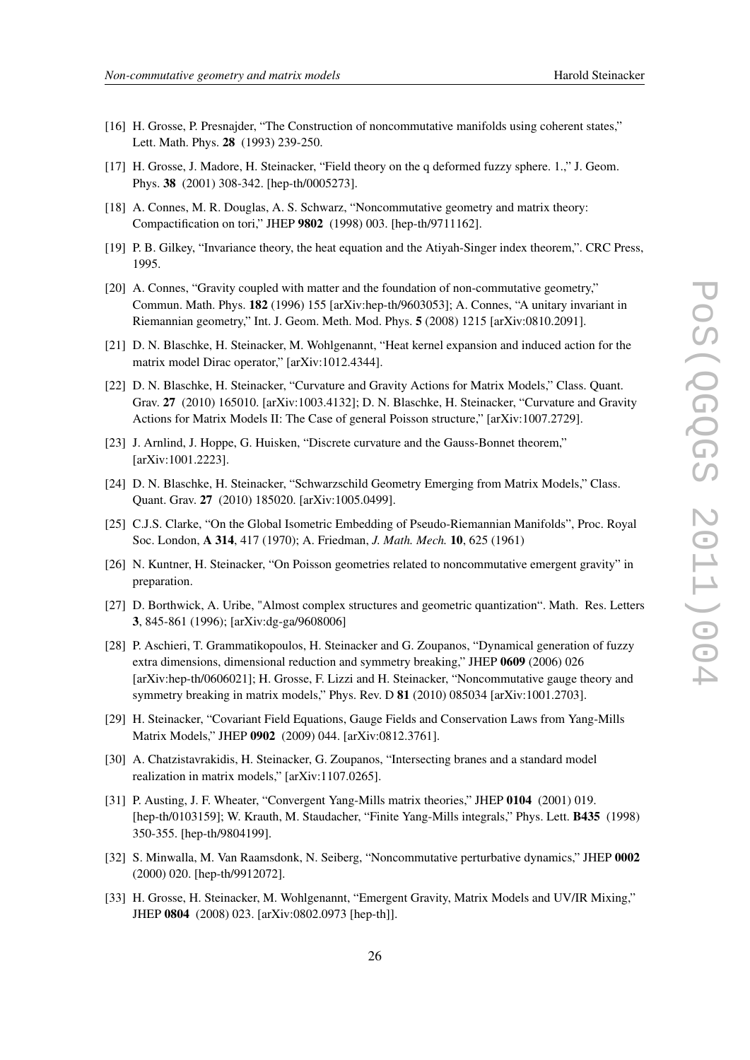[16] H. Grosse, P. Presnajder, "The Construction of noncommutative manifolds using coherent states," Lett. Math. Phys. **28** (1993) 239-250.

[17] H. Grosse, J. Madore, H. Steinacker, "Field theory on the q deformed fuzzy sphere. 1.," J. Geom. Phys. **38** (2001) 308-342. [hep-th/0005273].

[18] A. Connes, M. R. Douglas, A. S. Schwarz, "Noncommutative geometry and matrix theory: Compactification on tori," JHEP **9802** (1998) 003. [hep-th/9711162].

[19] P. B. Gilkey, "Invariance theory, the heat equation and the Atiyah-Singer index theorem,". CRC Press, 1995.

[20] A. Connes, "Gravity coupled with matter and the foundation of non-commutative geometry," Commun. Math. Phys. **182** (1996) 155 [arXiv:hep-th/9603053]; A. Connes, "A unitary invariant in Riemannian geometry," Int. J. Geom. Meth. Mod. Phys. **5** (2008) 1215 [arXiv:0810.2091].

[21] D. N. Blaschke, H. Steinacker, M. Wohlgenannt, "Heat kernel expansion and induced action for the matrix model Dirac operator," [arXiv:1012.4344].

[22] D. N. Blaschke, H. Steinacker, "Curvature and Gravity Actions for Matrix Models," Class. Quant. Grav. **27** (2010) 165010. [arXiv:1003.4132]; D. N. Blaschke, H. Steinacker, "Curvature and Gravity Actions for Matrix Models II: The Case of general Poisson structure," [arXiv:1007.2729].

[23] J. Arnlind, J. Hoppe, G. Huisken, "Discrete curvature and the Gauss-Bonnet theorem," [arXiv:1001.2223].

[24] D. N. Blaschke, H. Steinacker, "Schwarzschild Geometry Emerging from Matrix Models," Class. Quant. Grav. **27** (2010) 185020. [arXiv:1005.0499].

[25] C.J.S. Clarke, "On the Global Isometric Embedding of Pseudo-Riemannian Manifolds", Proc. Royal Soc. London, **A 314**, 417 (1970); A. Friedman, *J. Math. Mech.* **10**, 625 (1961)

[26] N. Kuntner, H. Steinacker, "On Poisson geometries related to noncommutative emergent gravity" in preparation.

[27] D. Borthwick, A. Uribe, "Almost complex structures and geometric quantization". Math. Res. Letters **3**, 845-861 (1996); [arXiv:dg-ga/9608006]

[28] P. Aschieri, T. Grammatikopoulos, H. Steinacker and G. Zoupanos, "Dynamical generation of fuzzy extra dimensions, dimensional reduction and symmetry breaking," JHEP **0609** (2006) 026 [arXiv:hep-th/0606021]; H. Grosse, F. Lizzi and H. Steinacker, "Noncommutative gauge theory and symmetry breaking in matrix models," Phys. Rev. D **81** (2010) 085034 [arXiv:1001.2703].

[29] H. Steinacker, "Covariant Field Equations, Gauge Fields and Conservation Laws from Yang-Mills Matrix Models," JHEP **0902** (2009) 044. [arXiv:0812.3761].

[30] A. Chatzistavrakidis, H. Steinacker, G. Zoupanos, "Intersecting branes and a standard model realization in matrix models," [arXiv:1107.0265].

[31] P. Austing, J. F. Wheater, "Convergent Yang-Mills matrix theories," JHEP **0104** (2001) 019. [hep-th/0103159]; W. Krauth, M. Staudacher, "Finite Yang-Mills integrals," Phys. Lett. **B435** (1998) 350-355. [hep-th/9804199].

[32] S. Minwalla, M. Van Raamsdonk, N. Seiberg, "Noncommutative perturbative dynamics," JHEP **0002** (2000) 020. [hep-th/9912072].

[33] H. Grosse, H. Steinacker, M. Wohlgenannt, "Emergent Gravity, Matrix Models and UV/IR Mixing," JHEP **0804** (2008) 023. [arXiv:0802.0973 [hep-th]].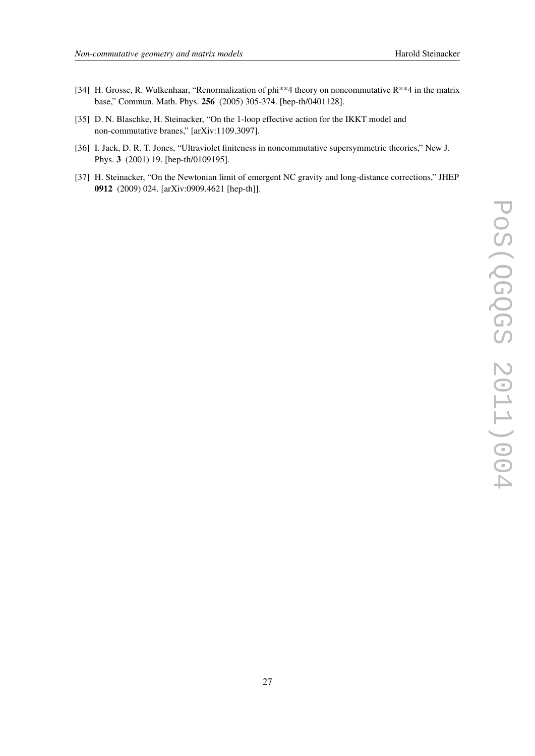[34] H. Grosse, R. Wulkenhaar, "Renormalization of phi**4 theory on noncommutative R**4 in the matrix base," Commun. Math. Phys. **256** (2005) 305-374. [hep-th/0401128].

[35] D. N. Blaschke, H. Steinacker, "On the 1-loop effective action for the IKKT model and non-commutative branes," [arXiv:1109.3097].

[36] I. Jack, D. R. T. Jones, "Ultraviolet finiteness in noncommutative supersymmetric theories," New J. Phys. **3** (2001) 19. [hep-th/0109195].

[37] H. Steinacker, "On the Newtonian limit of emergent NC gravity and long-distance corrections," JHEP **0912** (2009) 024. [arXiv:0909.4621 [hep-th]].